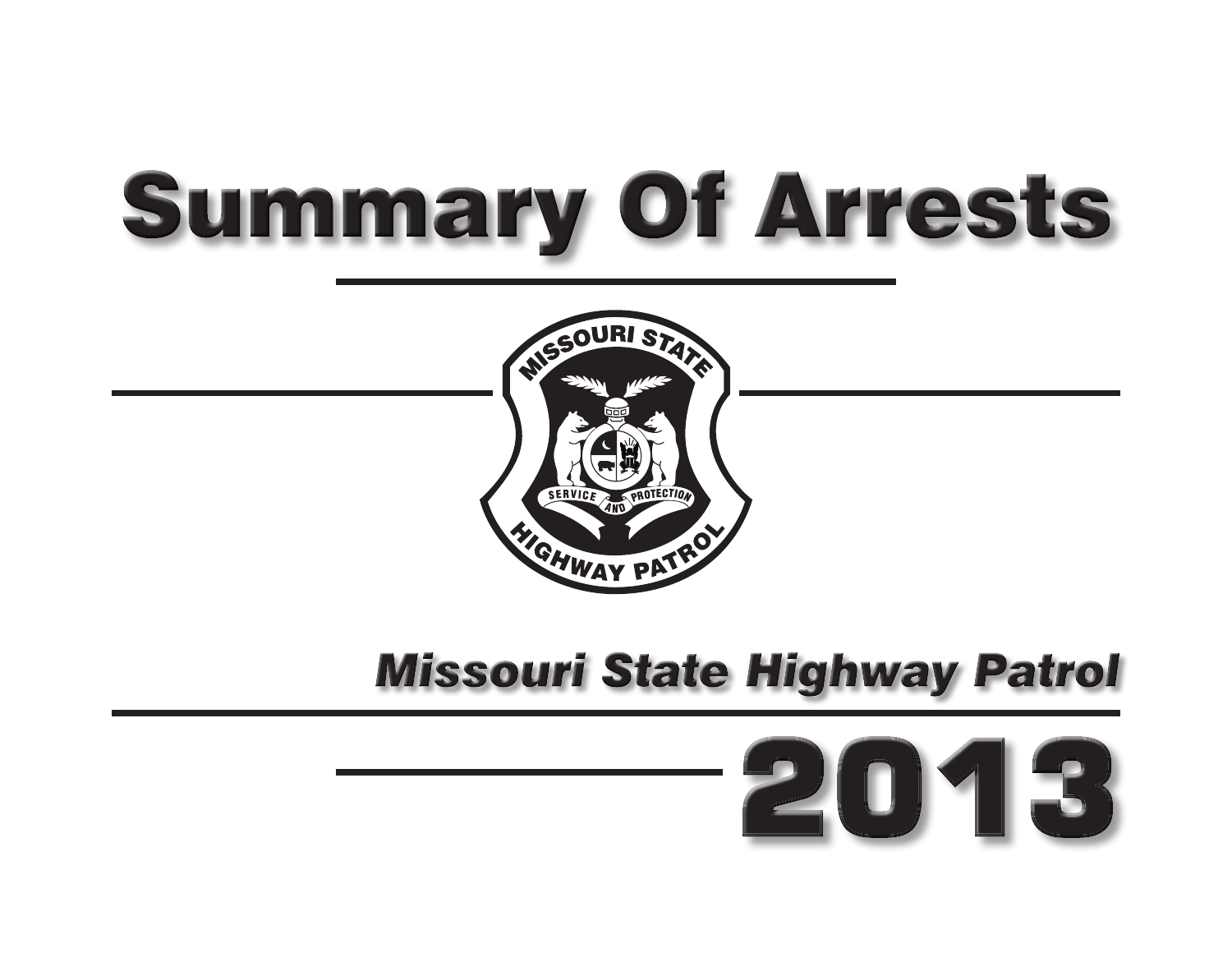# Summary Of Arrests

MISSOURI STATE

SERVICE AND PROTECTION

HIGHWAY PATROL

## *Missouri State Highway Patrol*

# 2013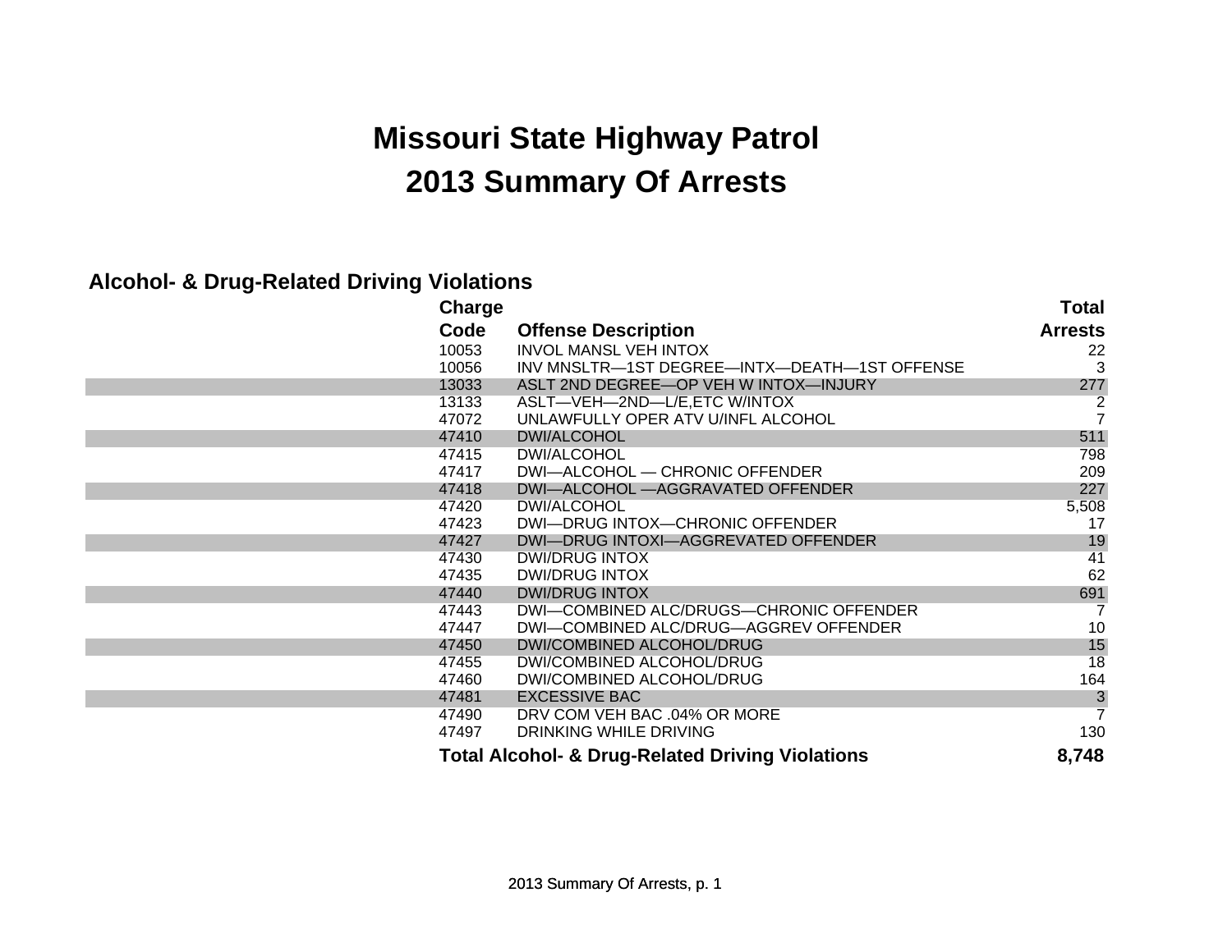# Missouri State Highway Patrol

# 2013 Summary Of Arrests

## Alcohol- & Drug-Related Driving Violations

| Charge Code | Offense Description | Total Arrests |
|---|---|---|
| 10053 | INVOL MANSL VEH INTOX | 22 |
| 10056 | INV MNSLTR—1ST DEGREE—INTX—DEATH—1ST OFFENSE | 3 |
| 13033 | ASLT 2ND DEGREE—OP VEH W INTOX—INJURY | 277 |
| 13133 | ASLT—VEH—2ND—L/E,ETC W/INTOX | 2 |
| 47072 | UNLAWFULLY OPER ATV U/INFL ALCOHOL | 7 |
| 47410 | DWI/ALCOHOL | 511 |
| 47415 | DWI/ALCOHOL | 798 |
| 47417 | DWI—ALCOHOL — CHRONIC OFFENDER | 209 |
| 47418 | DWI—ALCOHOL —AGGRAVATED OFFENDER | 227 |
| 47420 | DWI/ALCOHOL | 5,508 |
| 47423 | DWI—DRUG INTOX—CHRONIC OFFENDER | 17 |
| 47427 | DWI—DRUG INTOXI—AGGREVATED OFFENDER | 19 |
| 47430 | DWI/DRUG INTOX | 41 |
| 47435 | DWI/DRUG INTOX | 62 |
| 47440 | DWI/DRUG INTOX | 691 |
| 47443 | DWI—COMBINED ALC/DRUGS—CHRONIC OFFENDER | 7 |
| 47447 | DWI—COMBINED ALC/DRUG—AGGREV OFFENDER | 10 |
| 47450 | DWI/COMBINED ALCOHOL/DRUG | 15 |
| 47455 | DWI/COMBINED ALCOHOL/DRUG | 18 |
| 47460 | DWI/COMBINED ALCOHOL/DRUG | 164 |
| 47481 | EXCESSIVE BAC | 3 |
| 47490 | DRV COM VEH BAC .04% OR MORE | 7 |
| 47497 | DRINKING WHILE DRIVING | 130 |
| **Total Alcohol- & Drug-Related Driving Violations** | | **8,748** |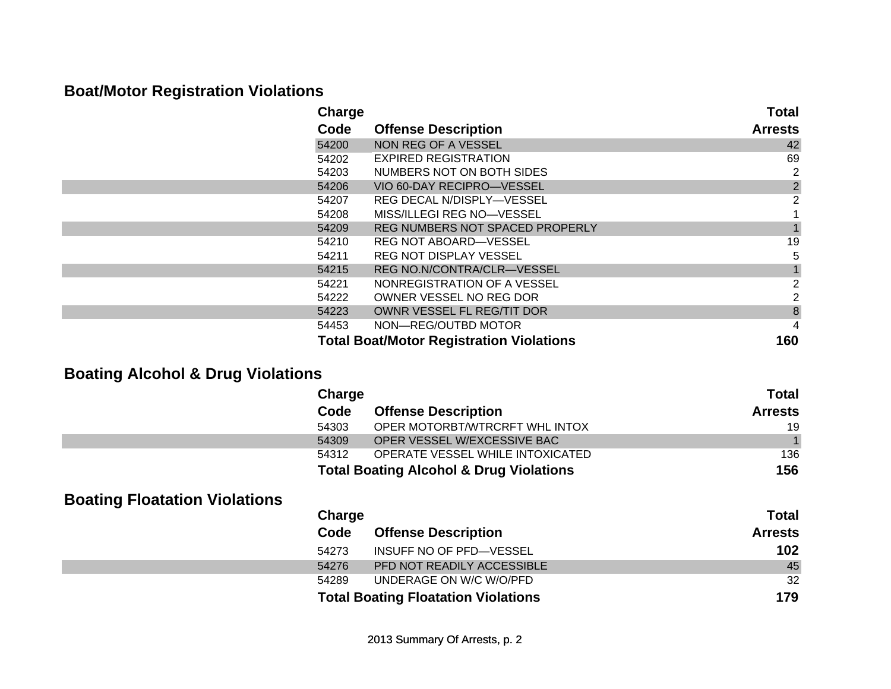## Boat/Motor Registration Violations

| Charge Code | Offense Description | Total Arrests |
|---|---|---|
| 54200 | NON REG OF A VESSEL | 42 |
| 54202 | EXPIRED REGISTRATION | 69 |
| 54203 | NUMBERS NOT ON BOTH SIDES | 2 |
| 54206 | VIO 60-DAY RECIPRO—VESSEL | 2 |
| 54207 | REG DECAL N/DISPLY—VESSEL | 2 |
| 54208 | MISS/ILLEGI REG NO—VESSEL | 1 |
| 54209 | REG NUMBERS NOT SPACED PROPERLY | 1 |
| 54210 | REG NOT ABOARD—VESSEL | 19 |
| 54211 | REG NOT DISPLAY VESSEL | 5 |
| 54215 | REG NO.N/CONTRA/CLR—VESSEL | 1 |
| 54221 | NONREGISTRATION OF A VESSEL | 2 |
| 54222 | OWNER VESSEL NO REG DOR | 2 |
| 54223 | OWNR VESSEL FL REG/TIT DOR | 8 |
| 54453 | NON—REG/OUTBD MOTOR | 4 |
| **Total Boat/Motor Registration Violations** | | **160** |

## Boating Alcohol & Drug Violations

| Charge Code | Offense Description | Total Arrests |
|---|---|---|
| 54303 | OPER MOTORBT/WTRCRFT WHL INTOX | 19 |
| 54309 | OPER VESSEL W/EXCESSIVE BAC | 1 |
| 54312 | OPERATE VESSEL WHILE INTOXICATED | 136 |
| **Total Boating Alcohol & Drug Violations** | | **156** |

## Boating Floatation Violations

| Charge Code | Offense Description | Total Arrests |
|---|---|---|
| 54273 | INSUFF NO OF PFD—VESSEL | **102** |
| 54276 | PFD NOT READILY ACCESSIBLE | 45 |
| 54289 | UNDERAGE ON W/C W/O/PFD | 32 |
| **Total Boating Floatation Violations** | | **179** |

2013 Summary Of Arrests, p. 2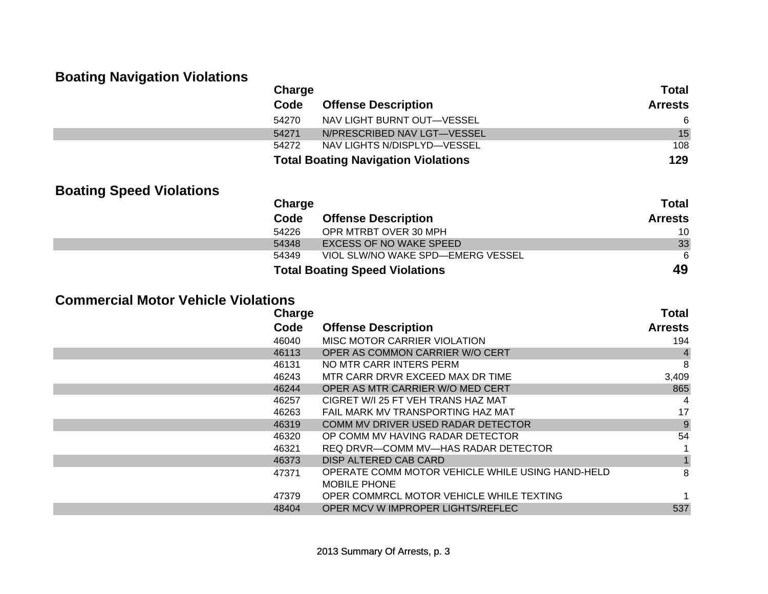## Boating Navigation Violations

| Charge Code | Offense Description | Total Arrests |
|---|---|---|
| 54270 | NAV LIGHT BURNT OUT—VESSEL | 6 |
| 54271 | N/PRESCRIBED NAV LGT—VESSEL | 15 |
| 54272 | NAV LIGHTS N/DISPLYD—VESSEL | 108 |
| | **Total Boating Navigation Violations** | **129** |

## Boating Speed Violations

| Charge Code | Offense Description | Total Arrests |
|---|---|---|
| 54226 | OPR MTRBT OVER 30 MPH | 10 |
| 54348 | EXCESS OF NO WAKE SPEED | 33 |
| 54349 | VIOL SLW/NO WAKE SPD—EMERG VESSEL | 6 |
| | **Total Boating Speed Violations** | **49** |

## Commercial Motor Vehicle Violations

| Charge Code | Offense Description | Total Arrests |
|---|---|---|
| 46040 | MISC MOTOR CARRIER VIOLATION | 194 |
| 46113 | OPER AS COMMON CARRIER W/O CERT | 4 |
| 46131 | NO MTR CARR INTERS PERM | 8 |
| 46243 | MTR CARR DRVR EXCEED MAX DR TIME | 3,409 |
| 46244 | OPER AS MTR CARRIER W/O MED CERT | 865 |
| 46257 | CIGRET W/I 25 FT VEH TRANS HAZ MAT | 4 |
| 46263 | FAIL MARK MV TRANSPORTING HAZ MAT | 17 |
| 46319 | COMM MV DRIVER USED RADAR DETECTOR | 9 |
| 46320 | OP COMM MV HAVING RADAR DETECTOR | 54 |
| 46321 | REQ DRVR—COMM MV—HAS RADAR DETECTOR | 1 |
| 46373 | DISP ALTERED CAB CARD | 1 |
| 47371 | OPERATE COMM MOTOR VEHICLE WHILE USING HAND-HELD MOBILE PHONE | 8 |
| 47379 | OPER COMMRCL MOTOR VEHICLE WHILE TEXTING | 1 |
| 48404 | OPER MCV W IMPROPER LIGHTS/REFLEC | 537 |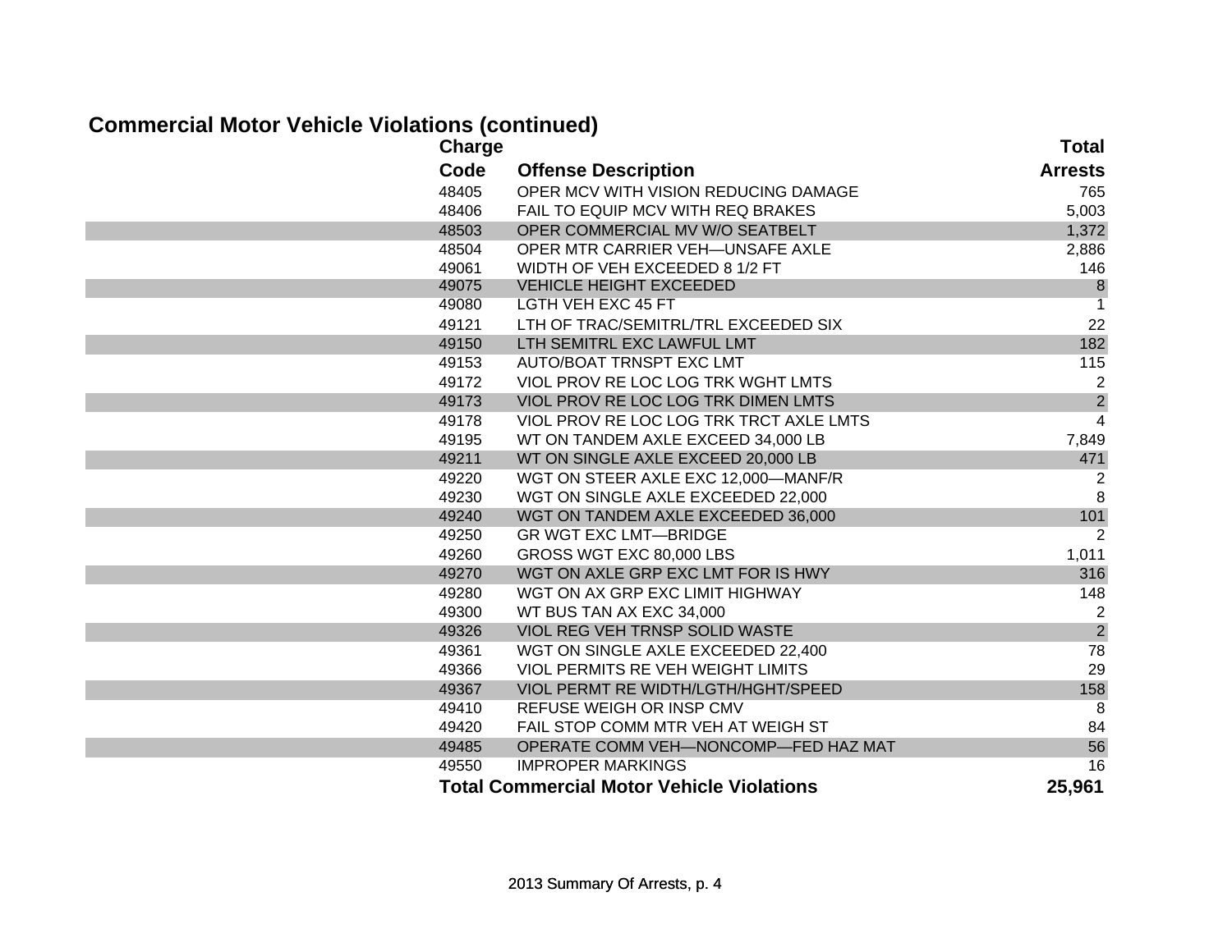## Commercial Motor Vehicle Violations (continued)

| Charge Code | Offense Description | Total Arrests |
|---|---|---|
| 48405 | OPER MCV WITH VISION REDUCING DAMAGE | 765 |
| 48406 | FAIL TO EQUIP MCV WITH REQ BRAKES | 5,003 |
| 48503 | OPER COMMERCIAL MV W/O SEATBELT | 1,372 |
| 48504 | OPER MTR CARRIER VEH—UNSAFE AXLE | 2,886 |
| 49061 | WIDTH OF VEH EXCEEDED 8 1/2 FT | 146 |
| 49075 | VEHICLE HEIGHT EXCEEDED | 8 |
| 49080 | LGTH VEH EXC 45 FT | 1 |
| 49121 | LTH OF TRAC/SEMITRL/TRL EXCEEDED SIX | 22 |
| 49150 | LTH SEMITRL EXC LAWFUL LMT | 182 |
| 49153 | AUTO/BOAT TRNSPT EXC LMT | 115 |
| 49172 | VIOL PROV RE LOC LOG TRK WGHT LMTS | 2 |
| 49173 | VIOL PROV RE LOC LOG TRK DIMEN LMTS | 2 |
| 49178 | VIOL PROV RE LOC LOG TRK TRCT AXLE LMTS | 4 |
| 49195 | WT ON TANDEM AXLE EXCEED 34,000 LB | 7,849 |
| 49211 | WT ON SINGLE AXLE EXCEED 20,000 LB | 471 |
| 49220 | WGT ON STEER AXLE EXC 12,000—MANF/R | 2 |
| 49230 | WGT ON SINGLE AXLE EXCEEDED 22,000 | 8 |
| 49240 | WGT ON TANDEM AXLE EXCEEDED 36,000 | 101 |
| 49250 | GR WGT EXC LMT—BRIDGE | 2 |
| 49260 | GROSS WGT EXC 80,000 LBS | 1,011 |
| 49270 | WGT ON AXLE GRP EXC LMT FOR IS HWY | 316 |
| 49280 | WGT ON AX GRP EXC LIMIT HIGHWAY | 148 |
| 49300 | WT BUS TAN AX EXC 34,000 | 2 |
| 49326 | VIOL REG VEH TRNSP SOLID WASTE | 2 |
| 49361 | WGT ON SINGLE AXLE EXCEEDED 22,400 | 78 |
| 49366 | VIOL PERMITS RE VEH WEIGHT LIMITS | 29 |
| 49367 | VIOL PERMT RE WIDTH/LGTH/HGHT/SPEED | 158 |
| 49410 | REFUSE WEIGH OR INSP CMV | 8 |
| 49420 | FAIL STOP COMM MTR VEH AT WEIGH ST | 84 |
| 49485 | OPERATE COMM VEH—NONCOMP—FED HAZ MAT | 56 |
| 49550 | IMPROPER MARKINGS | 16 |
| **Total Commercial Motor Vehicle Violations** | | **25,961** |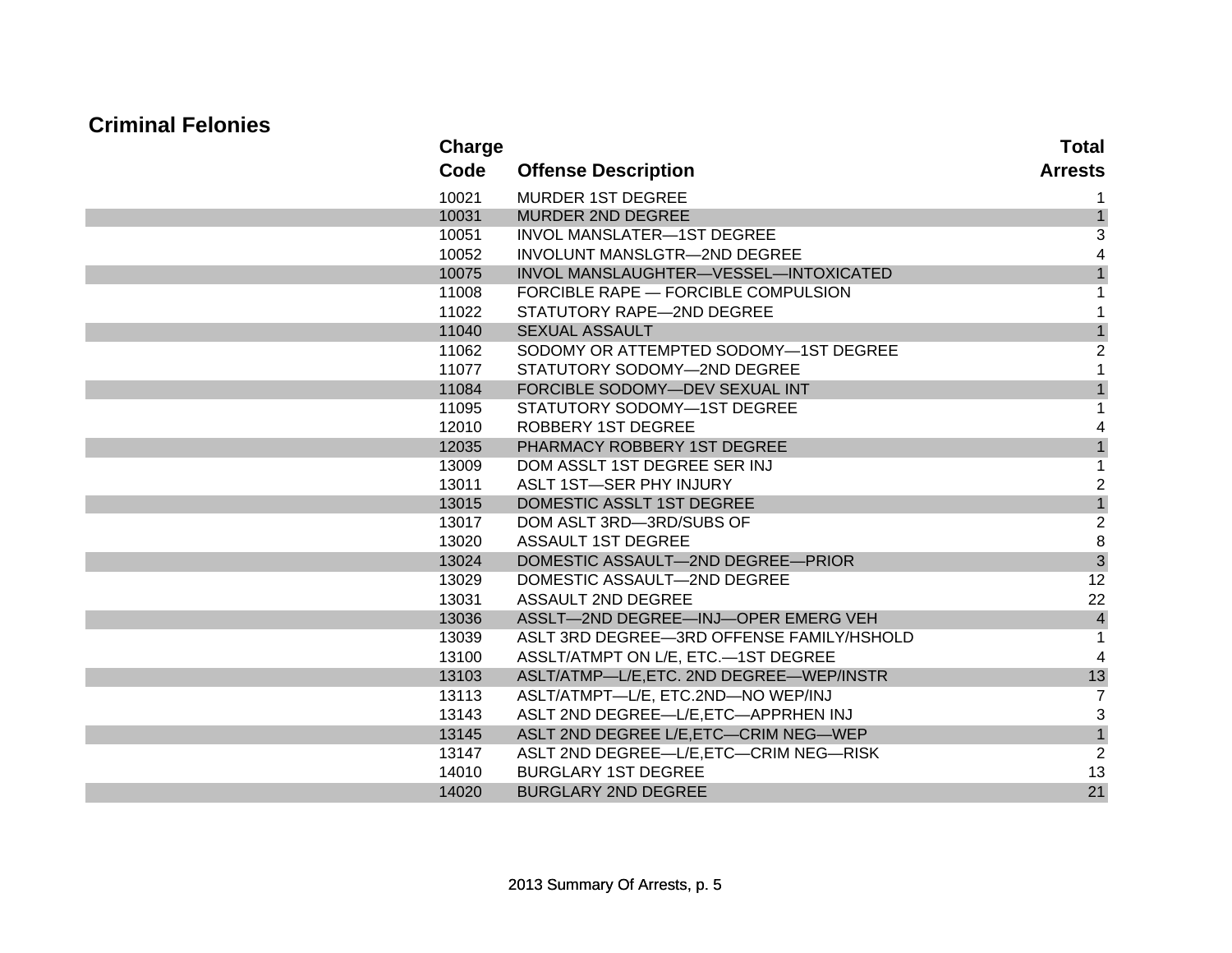## Criminal Felonies

| Charge Code | Offense Description | Total Arrests |
|---|---|---|
| 10021 | MURDER 1ST DEGREE | 1 |
| 10031 | MURDER 2ND DEGREE | 1 |
| 10051 | INVOL MANSLATER—1ST DEGREE | 3 |
| 10052 | INVOLUNT MANSLGTR—2ND DEGREE | 4 |
| 10075 | INVOL MANSLAUGHTER—VESSEL—INTOXICATED | 1 |
| 11008 | FORCIBLE RAPE — FORCIBLE COMPULSION | 1 |
| 11022 | STATUTORY RAPE—2ND DEGREE | 1 |
| 11040 | SEXUAL ASSAULT | 1 |
| 11062 | SODOMY OR ATTEMPTED SODOMY—1ST DEGREE | 2 |
| 11077 | STATUTORY SODOMY—2ND DEGREE | 1 |
| 11084 | FORCIBLE SODOMY—DEV SEXUAL INT | 1 |
| 11095 | STATUTORY SODOMY—1ST DEGREE | 1 |
| 12010 | ROBBERY 1ST DEGREE | 4 |
| 12035 | PHARMACY ROBBERY 1ST DEGREE | 1 |
| 13009 | DOM ASSLT 1ST DEGREE SER INJ | 1 |
| 13011 | ASLT 1ST—SER PHY INJURY | 2 |
| 13015 | DOMESTIC ASSLT 1ST DEGREE | 1 |
| 13017 | DOM ASLT 3RD—3RD/SUBS OF | 2 |
| 13020 | ASSAULT 1ST DEGREE | 8 |
| 13024 | DOMESTIC ASSAULT—2ND DEGREE—PRIOR | 3 |
| 13029 | DOMESTIC ASSAULT—2ND DEGREE | 12 |
| 13031 | ASSAULT 2ND DEGREE | 22 |
| 13036 | ASSLT—2ND DEGREE—INJ—OPER EMERG VEH | 4 |
| 13039 | ASLT 3RD DEGREE—3RD OFFENSE FAMILY/HSHOLD | 1 |
| 13100 | ASSLT/ATMPT ON L/E, ETC.—1ST DEGREE | 4 |
| 13103 | ASLT/ATMP—L/E,ETC. 2ND DEGREE—WEP/INSTR | 13 |
| 13113 | ASLT/ATMPT—L/E, ETC.2ND—NO WEP/INJ | 7 |
| 13143 | ASLT 2ND DEGREE—L/E,ETC—APPRHEN INJ | 3 |
| 13145 | ASLT 2ND DEGREE L/E,ETC—CRIM NEG—WEP | 1 |
| 13147 | ASLT 2ND DEGREE—L/E,ETC—CRIM NEG—RISK | 2 |
| 14010 | BURGLARY 1ST DEGREE | 13 |
| 14020 | BURGLARY 2ND DEGREE | 21 |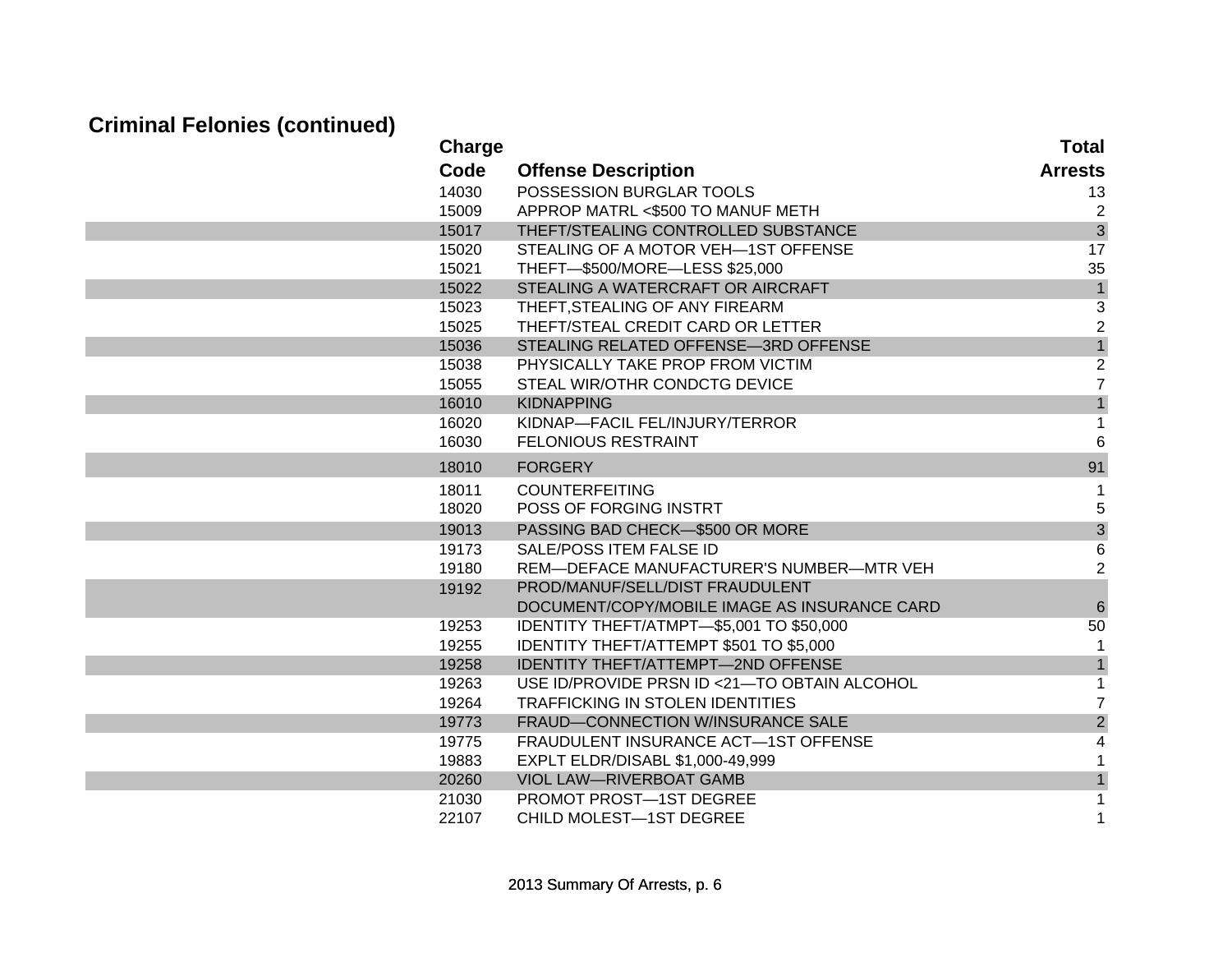## Criminal Felonies (continued)

| Charge Code | Offense Description | Total Arrests |
|---|---|---|
| 14030 | POSSESSION BURGLAR TOOLS | 13 |
| 15009 | APPROP MATRL <$500 TO MANUF METH | 2 |
| 15017 | THEFT/STEALING CONTROLLED SUBSTANCE | 3 |
| 15020 | STEALING OF A MOTOR VEH—1ST OFFENSE | 17 |
| 15021 | THEFT—$500/MORE—LESS $25,000 | 35 |
| 15022 | STEALING A WATERCRAFT OR AIRCRAFT | 1 |
| 15023 | THEFT,STEALING OF ANY FIREARM | 3 |
| 15025 | THEFT/STEAL CREDIT CARD OR LETTER | 2 |
| 15036 | STEALING RELATED OFFENSE—3RD OFFENSE | 1 |
| 15038 | PHYSICALLY TAKE PROP FROM VICTIM | 2 |
| 15055 | STEAL WIR/OTHR CONDCTG DEVICE | 7 |
| 16010 | KIDNAPPING | 1 |
| 16020 | KIDNAP—FACIL FEL/INJURY/TERROR | 1 |
| 16030 | FELONIOUS RESTRAINT | 6 |
| 18010 | FORGERY | 91 |
| 18011 | COUNTERFEITING | 1 |
| 18020 | POSS OF FORGING INSTRT | 5 |
| 19013 | PASSING BAD CHECK—$500 OR MORE | 3 |
| 19173 | SALE/POSS ITEM FALSE ID | 6 |
| 19180 | REM—DEFACE MANUFACTURER'S NUMBER—MTR VEH | 2 |
| 19192 | PROD/MANUF/SELL/DIST FRAUDULENT DOCUMENT/COPY/MOBILE IMAGE AS INSURANCE CARD | 6 |
| 19253 | IDENTITY THEFT/ATMPT—$5,001 TO $50,000 | 50 |
| 19255 | IDENTITY THEFT/ATTEMPT $501 TO $5,000 | 1 |
| 19258 | IDENTITY THEFT/ATTEMPT—2ND OFFENSE | 1 |
| 19263 | USE ID/PROVIDE PRSN ID <21—TO OBTAIN ALCOHOL | 1 |
| 19264 | TRAFFICKING IN STOLEN IDENTITIES | 7 |
| 19773 | FRAUD—CONNECTION W/INSURANCE SALE | 2 |
| 19775 | FRAUDULENT INSURANCE ACT—1ST OFFENSE | 4 |
| 19883 | EXPLT ELDR/DISABL $1,000-49,999 | 1 |
| 20260 | VIOL LAW—RIVERBOAT GAMB | 1 |
| 21030 | PROMOT PROST—1ST DEGREE | 1 |
| 22107 | CHILD MOLEST—1ST DEGREE | 1 |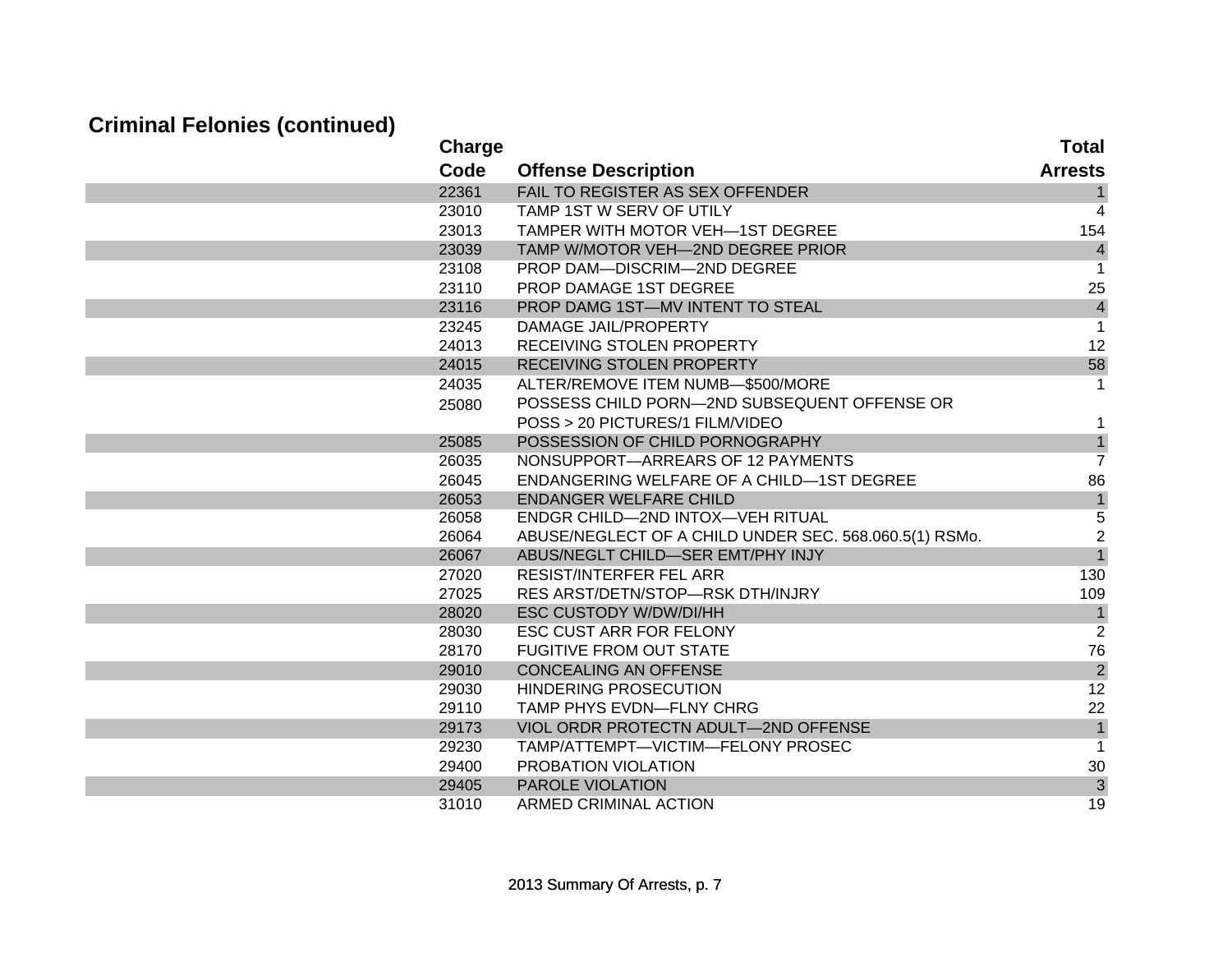## Criminal Felonies (continued)

| Charge Code | Offense Description | Total Arrests |
|---|---|---|
| 22361 | FAIL TO REGISTER AS SEX OFFENDER | 1 |
| 23010 | TAMP 1ST W SERV OF UTILY | 4 |
| 23013 | TAMPER WITH MOTOR VEH—1ST DEGREE | 154 |
| 23039 | TAMP W/MOTOR VEH—2ND DEGREE PRIOR | 4 |
| 23108 | PROP DAM—DISCRIM—2ND DEGREE | 1 |
| 23110 | PROP DAMAGE 1ST DEGREE | 25 |
| 23116 | PROP DAMG 1ST—MV INTENT TO STEAL | 4 |
| 23245 | DAMAGE JAIL/PROPERTY | 1 |
| 24013 | RECEIVING STOLEN PROPERTY | 12 |
| 24015 | RECEIVING STOLEN PROPERTY | 58 |
| 24035 | ALTER/REMOVE ITEM NUMB—$500/MORE | 1 |
| 25080 | POSSESS CHILD PORN—2ND SUBSEQUENT OFFENSE OR POSS > 20 PICTURES/1 FILM/VIDEO | 1 |
| 25085 | POSSESSION OF CHILD PORNOGRAPHY | 1 |
| 26035 | NONSUPPORT—ARREARS OF 12 PAYMENTS | 7 |
| 26045 | ENDANGERING WELFARE OF A CHILD—1ST DEGREE | 86 |
| 26053 | ENDANGER WELFARE CHILD | 1 |
| 26058 | ENDGR CHILD—2ND INTOX—VEH RITUAL | 5 |
| 26064 | ABUSE/NEGLECT OF A CHILD UNDER SEC. 568.060.5(1) RSMo. | 2 |
| 26067 | ABUS/NEGLT CHILD—SER EMT/PHY INJY | 1 |
| 27020 | RESIST/INTERFER FEL ARR | 130 |
| 27025 | RES ARST/DETN/STOP—RSK DTH/INJRY | 109 |
| 28020 | ESC CUSTODY W/DW/DI/HH | 1 |
| 28030 | ESC CUST ARR FOR FELONY | 2 |
| 28170 | FUGITIVE FROM OUT STATE | 76 |
| 29010 | CONCEALING AN OFFENSE | 2 |
| 29030 | HINDERING PROSECUTION | 12 |
| 29110 | TAMP PHYS EVDN—FLNY CHRG | 22 |
| 29173 | VIOL ORDR PROTECTN ADULT—2ND OFFENSE | 1 |
| 29230 | TAMP/ATTEMPT—VICTIM—FELONY PROSEC | 1 |
| 29400 | PROBATION VIOLATION | 30 |
| 29405 | PAROLE VIOLATION | 3 |
| 31010 | ARMED CRIMINAL ACTION | 19 |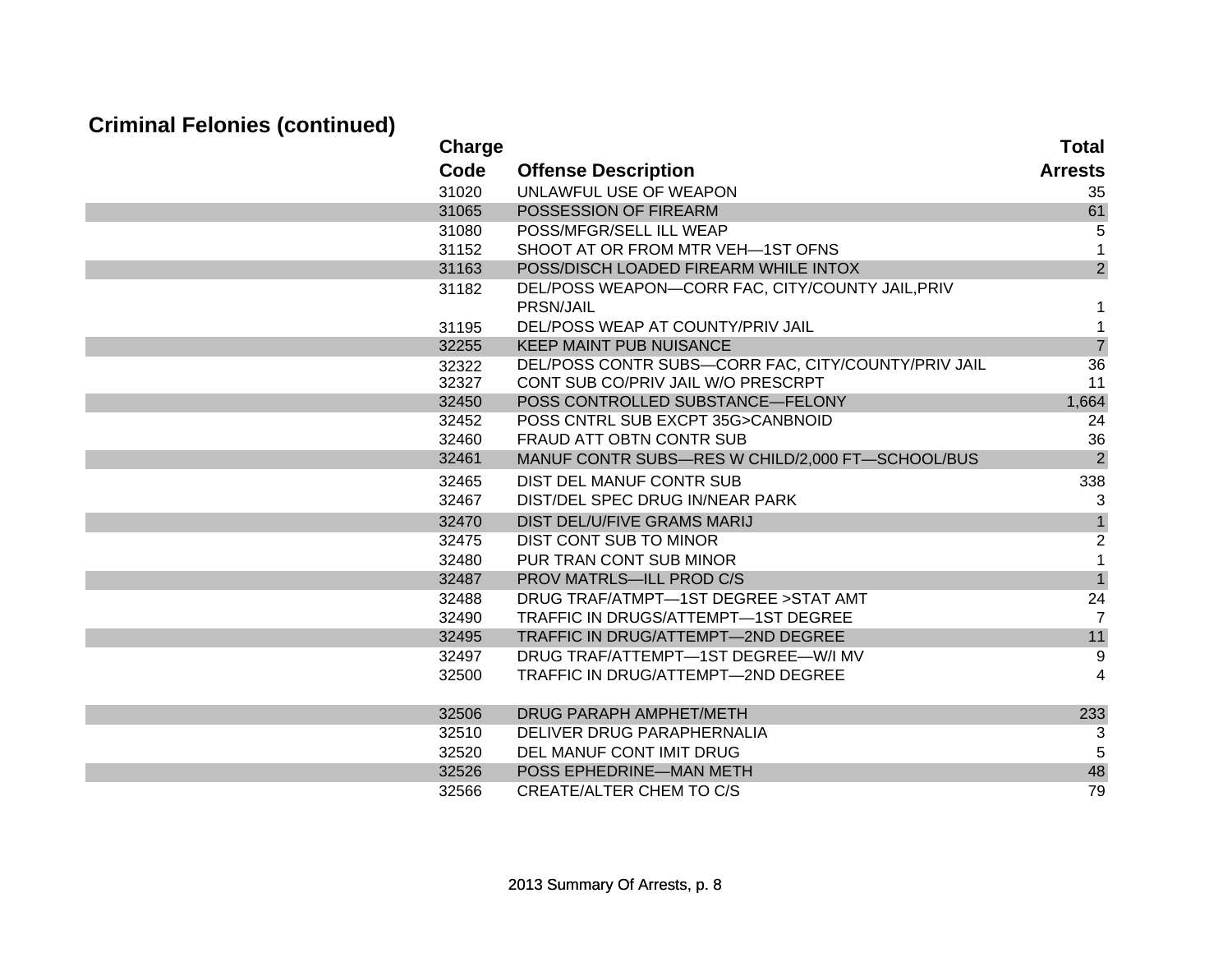## Criminal Felonies (continued)

| Charge Code | Offense Description | Total Arrests |
|---|---|---|
| 31020 | UNLAWFUL USE OF WEAPON | 35 |
| 31065 | POSSESSION OF FIREARM | 61 |
| 31080 | POSS/MFGR/SELL ILL WEAP | 5 |
| 31152 | SHOOT AT OR FROM MTR VEH—1ST OFNS | 1 |
| 31163 | POSS/DISCH LOADED FIREARM WHILE INTOX | 2 |
| 31182 | DEL/POSS WEAPON—CORR FAC, CITY/COUNTY JAIL,PRIV PRSN/JAIL | 1 |
| 31195 | DEL/POSS WEAP AT COUNTY/PRIV JAIL | 1 |
| 32255 | KEEP MAINT PUB NUISANCE | 7 |
| 32322 | DEL/POSS CONTR SUBS—CORR FAC, CITY/COUNTY/PRIV JAIL | 36 |
| 32327 | CONT SUB CO/PRIV JAIL W/O PRESCRPT | 11 |
| 32450 | POSS CONTROLLED SUBSTANCE—FELONY | 1,664 |
| 32452 | POSS CNTRL SUB EXCPT 35G>CANBNOID | 24 |
| 32460 | FRAUD ATT OBTN CONTR SUB | 36 |
| 32461 | MANUF CONTR SUBS—RES W CHILD/2,000 FT—SCHOOL/BUS | 2 |
| 32465 | DIST DEL MANUF CONTR SUB | 338 |
| 32467 | DIST/DEL SPEC DRUG IN/NEAR PARK | 3 |
| 32470 | DIST DEL/U/FIVE GRAMS MARIJ | 1 |
| 32475 | DIST CONT SUB TO MINOR | 2 |
| 32480 | PUR TRAN CONT SUB MINOR | 1 |
| 32487 | PROV MATRLS—ILL PROD C/S | 1 |
| 32488 | DRUG TRAF/ATMPT—1ST DEGREE >STAT AMT | 24 |
| 32490 | TRAFFIC IN DRUGS/ATTEMPT—1ST DEGREE | 7 |
| 32495 | TRAFFIC IN DRUG/ATTEMPT—2ND DEGREE | 11 |
| 32497 | DRUG TRAF/ATTEMPT—1ST DEGREE—W/I MV | 9 |
| 32500 | TRAFFIC IN DRUG/ATTEMPT—2ND DEGREE | 4 |
| 32506 | DRUG PARAPH AMPHET/METH | 233 |
| 32510 | DELIVER DRUG PARAPHERNALIA | 3 |
| 32520 | DEL MANUF CONT IMIT DRUG | 5 |
| 32526 | POSS EPHEDRINE—MAN METH | 48 |
| 32566 | CREATE/ALTER CHEM TO C/S | 79 |

2013 Summary Of Arrests, p. 8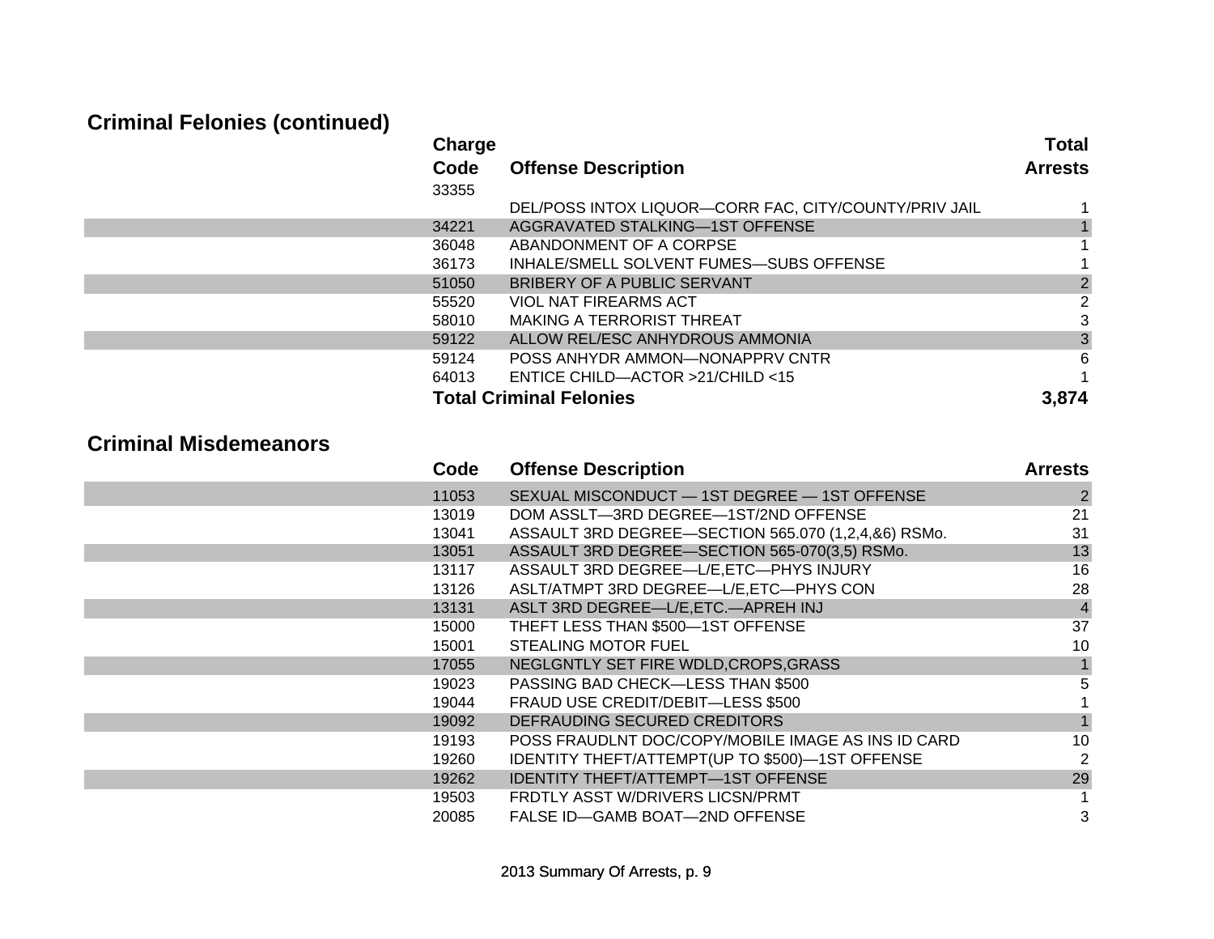## Criminal Felonies (continued)

| Charge Code | Offense Description | Total Arrests |
|---|---|---|
| 33355 | DEL/POSS INTOX LIQUOR—CORR FAC, CITY/COUNTY/PRIV JAIL | 1 |
| 34221 | AGGRAVATED STALKING—1ST OFFENSE | 1 |
| 36048 | ABANDONMENT OF A CORPSE | 1 |
| 36173 | INHALE/SMELL SOLVENT FUMES—SUBS OFFENSE | 1 |
| 51050 | BRIBERY OF A PUBLIC SERVANT | 2 |
| 55520 | VIOL NAT FIREARMS ACT | 2 |
| 58010 | MAKING A TERRORIST THREAT | 3 |
| 59122 | ALLOW REL/ESC ANHYDROUS AMMONIA | 3 |
| 59124 | POSS ANHYDR AMMON—NONAPPRV CNTR | 6 |
| 64013 | ENTICE CHILD—ACTOR >21/CHILD <15 | 1 |
| **Total Criminal Felonies** | | **3,874** |

## Criminal Misdemeanors

| Code | Offense Description | Arrests |
|---|---|---|
| 11053 | SEXUAL MISCONDUCT — 1ST DEGREE — 1ST OFFENSE | 2 |
| 13019 | DOM ASSLT—3RD DEGREE—1ST/2ND OFFENSE | 21 |
| 13041 | ASSAULT 3RD DEGREE—SECTION 565.070 (1,2,4,&6) RSMo. | 31 |
| 13051 | ASSAULT 3RD DEGREE—SECTION 565-070(3,5) RSMo. | 13 |
| 13117 | ASSAULT 3RD DEGREE—L/E,ETC—PHYS INJURY | 16 |
| 13126 | ASLT/ATMPT 3RD DEGREE—L/E,ETC—PHYS CON | 28 |
| 13131 | ASLT 3RD DEGREE—L/E,ETC.—APREH INJ | 4 |
| 15000 | THEFT LESS THAN $500—1ST OFFENSE | 37 |
| 15001 | STEALING MOTOR FUEL | 10 |
| 17055 | NEGLGNTLY SET FIRE WDLD,CROPS,GRASS | 1 |
| 19023 | PASSING BAD CHECK—LESS THAN $500 | 5 |
| 19044 | FRAUD USE CREDIT/DEBIT—LESS $500 | 1 |
| 19092 | DEFRAUDING SECURED CREDITORS | 1 |
| 19193 | POSS FRAUDLNT DOC/COPY/MOBILE IMAGE AS INS ID CARD | 10 |
| 19260 | IDENTITY THEFT/ATTEMPT(UP TO $500)—1ST OFFENSE | 2 |
| 19262 | IDENTITY THEFT/ATTEMPT—1ST OFFENSE | 29 |
| 19503 | FRDTLY ASST W/DRIVERS LICSN/PRMT | 1 |
| 20085 | FALSE ID—GAMB BOAT—2ND OFFENSE | 3 |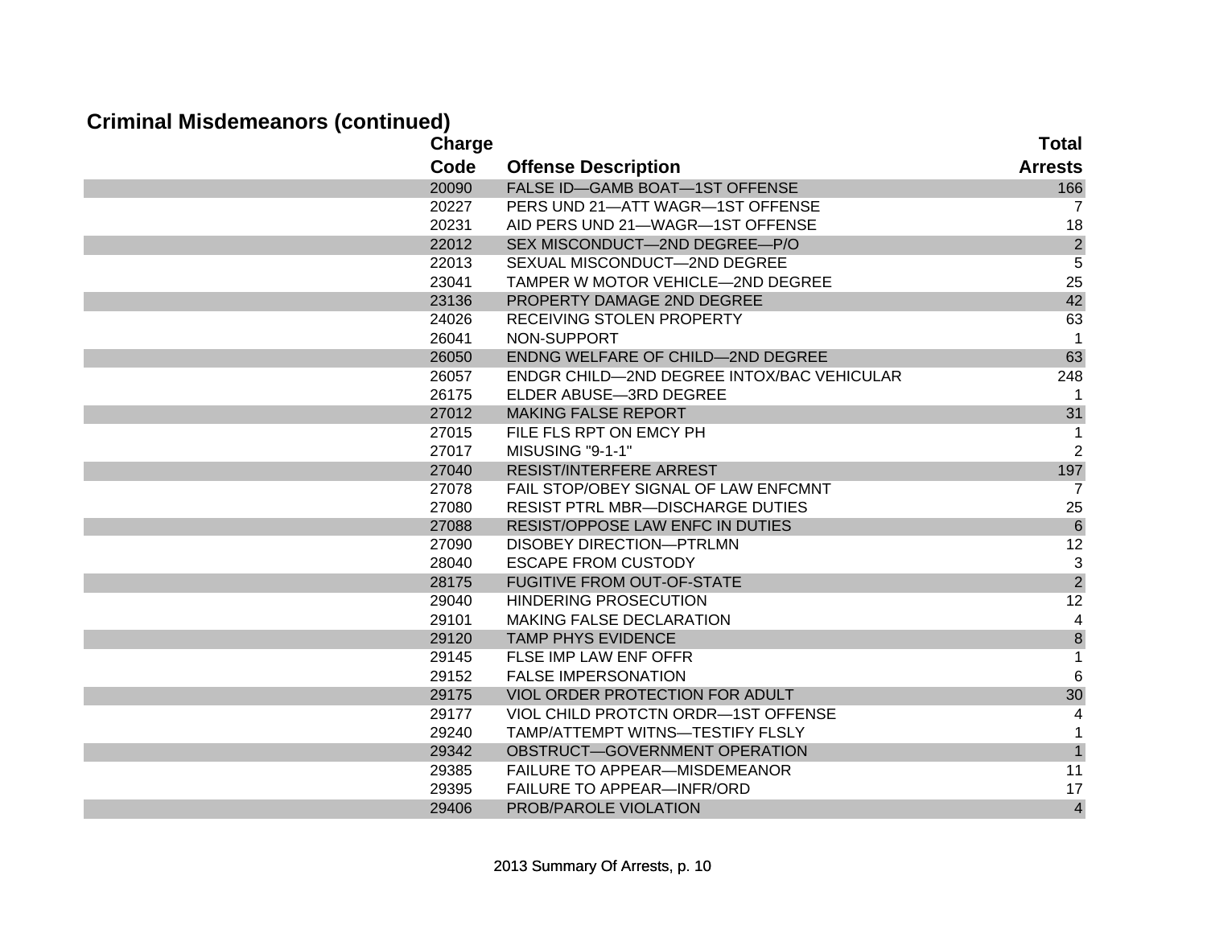## Criminal Misdemeanors (continued)

| Charge Code | Offense Description | Total Arrests |
|---|---|---|
| 20090 | FALSE ID—GAMB BOAT—1ST OFFENSE | 166 |
| 20227 | PERS UND 21—ATT WAGR—1ST OFFENSE | 7 |
| 20231 | AID PERS UND 21—WAGR—1ST OFFENSE | 18 |
| 22012 | SEX MISCONDUCT—2ND DEGREE—P/O | 2 |
| 22013 | SEXUAL MISCONDUCT—2ND DEGREE | 5 |
| 23041 | TAMPER W MOTOR VEHICLE—2ND DEGREE | 25 |
| 23136 | PROPERTY DAMAGE 2ND DEGREE | 42 |
| 24026 | RECEIVING STOLEN PROPERTY | 63 |
| 26041 | NON-SUPPORT | 1 |
| 26050 | ENDNG WELFARE OF CHILD—2ND DEGREE | 63 |
| 26057 | ENDGR CHILD—2ND DEGREE INTOX/BAC VEHICULAR | 248 |
| 26175 | ELDER ABUSE—3RD DEGREE | 1 |
| 27012 | MAKING FALSE REPORT | 31 |
| 27015 | FILE FLS RPT ON EMCY PH | 1 |
| 27017 | MISUSING "9-1-1" | 2 |
| 27040 | RESIST/INTERFERE ARREST | 197 |
| 27078 | FAIL STOP/OBEY SIGNAL OF LAW ENFCMNT | 7 |
| 27080 | RESIST PTRL MBR—DISCHARGE DUTIES | 25 |
| 27088 | RESIST/OPPOSE LAW ENFC IN DUTIES | 6 |
| 27090 | DISOBEY DIRECTION—PTRLMN | 12 |
| 28040 | ESCAPE FROM CUSTODY | 3 |
| 28175 | FUGITIVE FROM OUT-OF-STATE | 2 |
| 29040 | HINDERING PROSECUTION | 12 |
| 29101 | MAKING FALSE DECLARATION | 4 |
| 29120 | TAMP PHYS EVIDENCE | 8 |
| 29145 | FLSE IMP LAW ENF OFFR | 1 |
| 29152 | FALSE IMPERSONATION | 6 |
| 29175 | VIOL ORDER PROTECTION FOR ADULT | 30 |
| 29177 | VIOL CHILD PROTCTN ORDR—1ST OFFENSE | 4 |
| 29240 | TAMP/ATTEMPT WITNS—TESTIFY FLSLY | 1 |
| 29342 | OBSTRUCT—GOVERNMENT OPERATION | 1 |
| 29385 | FAILURE TO APPEAR—MISDEMEANOR | 11 |
| 29395 | FAILURE TO APPEAR—INFR/ORD | 17 |
| 29406 | PROB/PAROLE VIOLATION | 4 |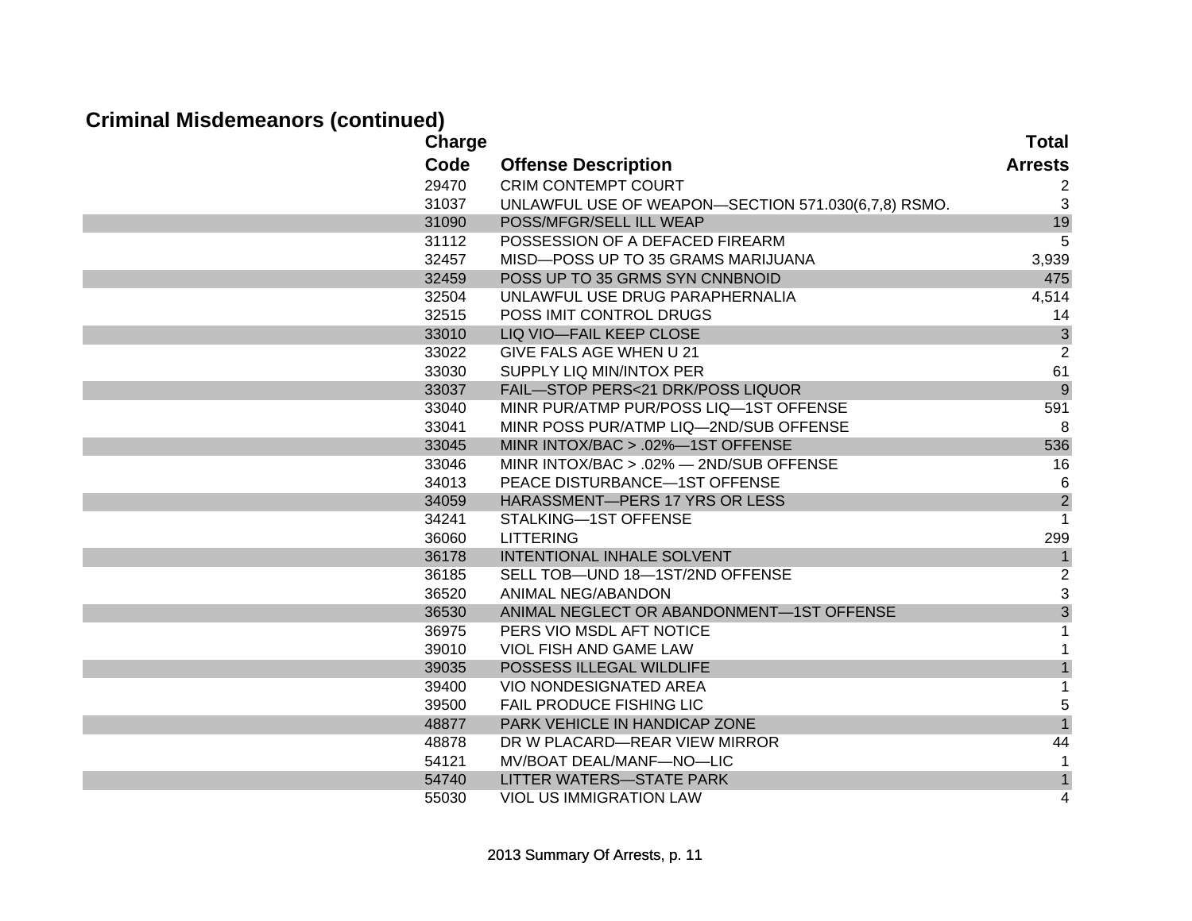## Criminal Misdemeanors (continued)

| Charge Code | Offense Description | Total Arrests |
|---|---|---|
| 29470 | CRIM CONTEMPT COURT | 2 |
| 31037 | UNLAWFUL USE OF WEAPON—SECTION 571.030(6,7,8) RSMO. | 3 |
| 31090 | POSS/MFGR/SELL ILL WEAP | 19 |
| 31112 | POSSESSION OF A DEFACED FIREARM | 5 |
| 32457 | MISD—POSS UP TO 35 GRAMS MARIJUANA | 3,939 |
| 32459 | POSS UP TO 35 GRMS SYN CNNBNOID | 475 |
| 32504 | UNLAWFUL USE DRUG PARAPHERNALIA | 4,514 |
| 32515 | POSS IMIT CONTROL DRUGS | 14 |
| 33010 | LIQ VIO—FAIL KEEP CLOSE | 3 |
| 33022 | GIVE FALS AGE WHEN U 21 | 2 |
| 33030 | SUPPLY LIQ MIN/INTOX PER | 61 |
| 33037 | FAIL—STOP PERS<21 DRK/POSS LIQUOR | 9 |
| 33040 | MINR PUR/ATMP PUR/POSS LIQ—1ST OFFENSE | 591 |
| 33041 | MINR POSS PUR/ATMP LIQ—2ND/SUB OFFENSE | 8 |
| 33045 | MINR INTOX/BAC > .02%—1ST OFFENSE | 536 |
| 33046 | MINR INTOX/BAC > .02% — 2ND/SUB OFFENSE | 16 |
| 34013 | PEACE DISTURBANCE—1ST OFFENSE | 6 |
| 34059 | HARASSMENT—PERS 17 YRS OR LESS | 2 |
| 34241 | STALKING—1ST OFFENSE | 1 |
| 36060 | LITTERING | 299 |
| 36178 | INTENTIONAL INHALE SOLVENT | 1 |
| 36185 | SELL TOB—UND 18—1ST/2ND OFFENSE | 2 |
| 36520 | ANIMAL NEG/ABANDON | 3 |
| 36530 | ANIMAL NEGLECT OR ABANDONMENT—1ST OFFENSE | 3 |
| 36975 | PERS VIO MSDL AFT NOTICE | 1 |
| 39010 | VIOL FISH AND GAME LAW | 1 |
| 39035 | POSSESS ILLEGAL WILDLIFE | 1 |
| 39400 | VIO NONDESIGNATED AREA | 1 |
| 39500 | FAIL PRODUCE FISHING LIC | 5 |
| 48877 | PARK VEHICLE IN HANDICAP ZONE | 1 |
| 48878 | DR W PLACARD—REAR VIEW MIRROR | 44 |
| 54121 | MV/BOAT DEAL/MANF—NO—LIC | 1 |
| 54740 | LITTER WATERS—STATE PARK | 1 |
| 55030 | VIOL US IMMIGRATION LAW | 4 |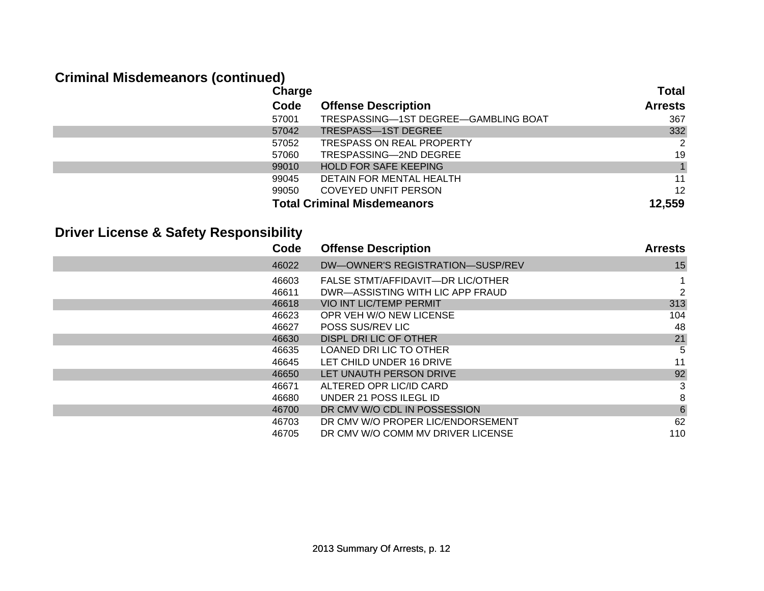## Criminal Misdemeanors (continued)

| Charge Code | Offense Description | Total Arrests |
|---|---|---|
| 57001 | TRESPASSING—1ST DEGREE—GAMBLING BOAT | 367 |
| 57042 | TRESPASS—1ST DEGREE | 332 |
| 57052 | TRESPASS ON REAL PROPERTY | 2 |
| 57060 | TRESPASSING—2ND DEGREE | 19 |
| 99010 | HOLD FOR SAFE KEEPING | 1 |
| 99045 | DETAIN FOR MENTAL HEALTH | 11 |
| 99050 | COVEYED UNFIT PERSON | 12 |
| **Total Criminal Misdemeanors** | | **12,559** |

## Driver License & Safety Responsibility

| Code | Offense Description | Arrests |
|---|---|---|
| 46022 | DW—OWNER'S REGISTRATION—SUSP/REV | 15 |
| 46603 | FALSE STMT/AFFIDAVIT—DR LIC/OTHER | 1 |
| 46611 | DWR—ASSISTING WITH LIC APP FRAUD | 2 |
| 46618 | VIO INT LIC/TEMP PERMIT | 313 |
| 46623 | OPR VEH W/O NEW LICENSE | 104 |
| 46627 | POSS SUS/REV LIC | 48 |
| 46630 | DISPL DRI LIC OF OTHER | 21 |
| 46635 | LOANED DRI LIC TO OTHER | 5 |
| 46645 | LET CHILD UNDER 16 DRIVE | 11 |
| 46650 | LET UNAUTH PERSON DRIVE | 92 |
| 46671 | ALTERED OPR LIC/ID CARD | 3 |
| 46680 | UNDER 21 POSS ILEGL ID | 8 |
| 46700 | DR CMV W/O CDL IN POSSESSION | 6 |
| 46703 | DR CMV W/O PROPER LIC/ENDORSEMENT | 62 |
| 46705 | DR CMV W/O COMM MV DRIVER LICENSE | 110 |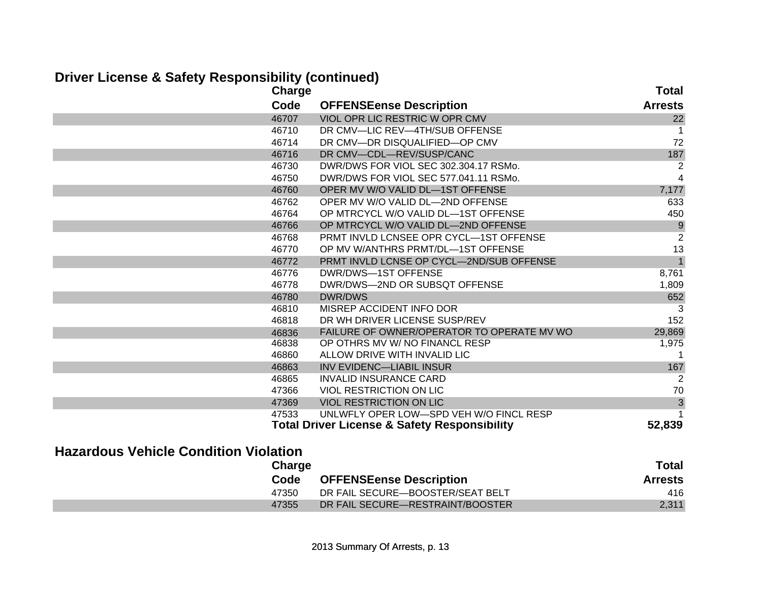## Driver License & Safety Responsibility (continued)

| Charge Code | OFFENSEense Description | Total Arrests |
|---|---|---|
| 46707 | VIOL OPR LIC RESTRIC W OPR CMV | 22 |
| 46710 | DR CMV—LIC REV—4TH/SUB OFFENSE | 1 |
| 46714 | DR CMV—DR DISQUALIFIED—OP CMV | 72 |
| 46716 | DR CMV—CDL—REV/SUSP/CANC | 187 |
| 46730 | DWR/DWS FOR VIOL SEC 302.304.17 RSMo. | 2 |
| 46750 | DWR/DWS FOR VIOL SEC 577.041.11 RSMo. | 4 |
| 46760 | OPER MV W/O VALID DL—1ST OFFENSE | 7,177 |
| 46762 | OPER MV W/O VALID DL—2ND OFFENSE | 633 |
| 46764 | OP MTRCYCL W/O VALID DL—1ST OFFENSE | 450 |
| 46766 | OP MTRCYCL W/O VALID DL—2ND OFFENSE | 9 |
| 46768 | PRMT INVLD LCNSEE OPR CYCL—1ST OFFENSE | 2 |
| 46770 | OP MV W/ANTHRS PRMT/DL—1ST OFFENSE | 13 |
| 46772 | PRMT INVLD LCNSE OP CYCL—2ND/SUB OFFENSE | 1 |
| 46776 | DWR/DWS—1ST OFFENSE | 8,761 |
| 46778 | DWR/DWS—2ND OR SUBSQT OFFENSE | 1,809 |
| 46780 | DWR/DWS | 652 |
| 46810 | MISREP ACCIDENT INFO DOR | 3 |
| 46818 | DR WH DRIVER LICENSE SUSP/REV | 152 |
| 46836 | FAILURE OF OWNER/OPERATOR TO OPERATE MV WO | 29,869 |
| 46838 | OP OTHRS MV W/ NO FINANCL RESP | 1,975 |
| 46860 | ALLOW DRIVE WITH INVALID LIC | 1 |
| 46863 | INV EVIDENC—LIABIL INSUR | 167 |
| 46865 | INVALID INSURANCE CARD | 2 |
| 47366 | VIOL RESTRICTION ON LIC | 70 |
| 47369 | VIOL RESTRICTION ON LIC | 3 |
| 47533 | UNLWFLY OPER LOW—SPD VEH W/O FINCL RESP | 1 |
| | **Total Driver License & Safety Responsibility** | **52,839** |

## Hazardous Vehicle Condition Violation

| Charge Code | OFFENSEense Description | Total Arrests |
|---|---|---|
| 47350 | DR FAIL SECURE—BOOSTER/SEAT BELT | 416 |
| 47355 | DR FAIL SECURE—RESTRAINT/BOOSTER | 2,311 |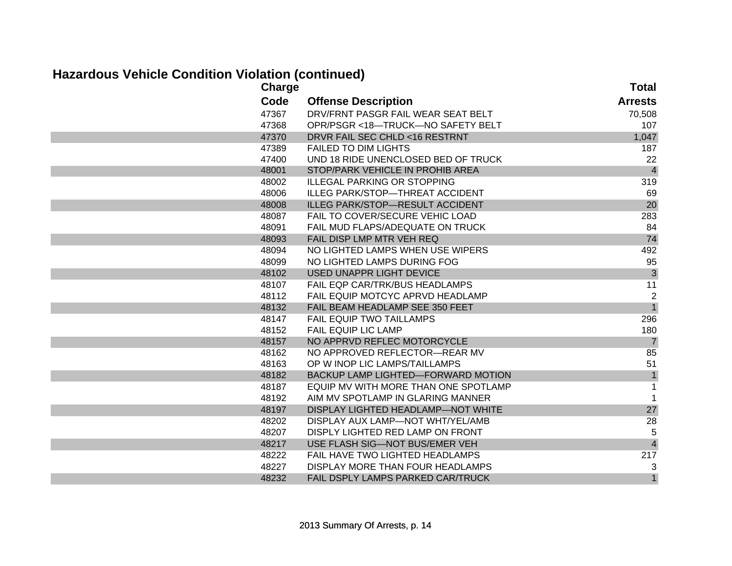## Hazardous Vehicle Condition Violation (continued)

| Charge Code | Offense Description | Total Arrests |
|---|---|---|
| 47367 | DRV/FRNT PASGR FAIL WEAR SEAT BELT | 70,508 |
| 47368 | OPR/PSGR <18—TRUCK—NO SAFETY BELT | 107 |
| 47370 | DRVR FAIL SEC CHLD <16 RESTRNT | 1,047 |
| 47389 | FAILED TO DIM LIGHTS | 187 |
| 47400 | UND 18 RIDE UNENCLOSED BED OF TRUCK | 22 |
| 48001 | STOP/PARK VEHICLE IN PROHIB AREA | 4 |
| 48002 | ILLEGAL PARKING OR STOPPING | 319 |
| 48006 | ILLEG PARK/STOP—THREAT ACCIDENT | 69 |
| 48008 | ILLEG PARK/STOP—RESULT ACCIDENT | 20 |
| 48087 | FAIL TO COVER/SECURE VEHIC LOAD | 283 |
| 48091 | FAIL MUD FLAPS/ADEQUATE ON TRUCK | 84 |
| 48093 | FAIL DISP LMP MTR VEH REQ | 74 |
| 48094 | NO LIGHTED LAMPS WHEN USE WIPERS | 492 |
| 48099 | NO LIGHTED LAMPS DURING FOG | 95 |
| 48102 | USED UNAPPR LIGHT DEVICE | 3 |
| 48107 | FAIL EQP CAR/TRK/BUS HEADLAMPS | 11 |
| 48112 | FAIL EQUIP MOTCYC APRVD HEADLAMP | 2 |
| 48132 | FAIL BEAM HEADLAMP SEE 350 FEET | 1 |
| 48147 | FAIL EQUIP TWO TAILLAMPS | 296 |
| 48152 | FAIL EQUIP LIC LAMP | 180 |
| 48157 | NO APPRVD REFLEC MOTORCYCLE | 7 |
| 48162 | NO APPROVED REFLECTOR—REAR MV | 85 |
| 48163 | OP W INOP LIC LAMPS/TAILLAMPS | 51 |
| 48182 | BACKUP LAMP LIGHTED—FORWARD MOTION | 1 |
| 48187 | EQUIP MV WITH MORE THAN ONE SPOTLAMP | 1 |
| 48192 | AIM MV SPOTLAMP IN GLARING MANNER | 1 |
| 48197 | DISPLAY LIGHTED HEADLAMP—NOT WHITE | 27 |
| 48202 | DISPLAY AUX LAMP—NOT WHT/YEL/AMB | 28 |
| 48207 | DISPLY LIGHTED RED LAMP ON FRONT | 5 |
| 48217 | USE FLASH SIG—NOT BUS/EMER VEH | 4 |
| 48222 | FAIL HAVE TWO LIGHTED HEADLAMPS | 217 |
| 48227 | DISPLAY MORE THAN FOUR HEADLAMPS | 3 |
| 48232 | FAIL DSPLY LAMPS PARKED CAR/TRUCK | 1 |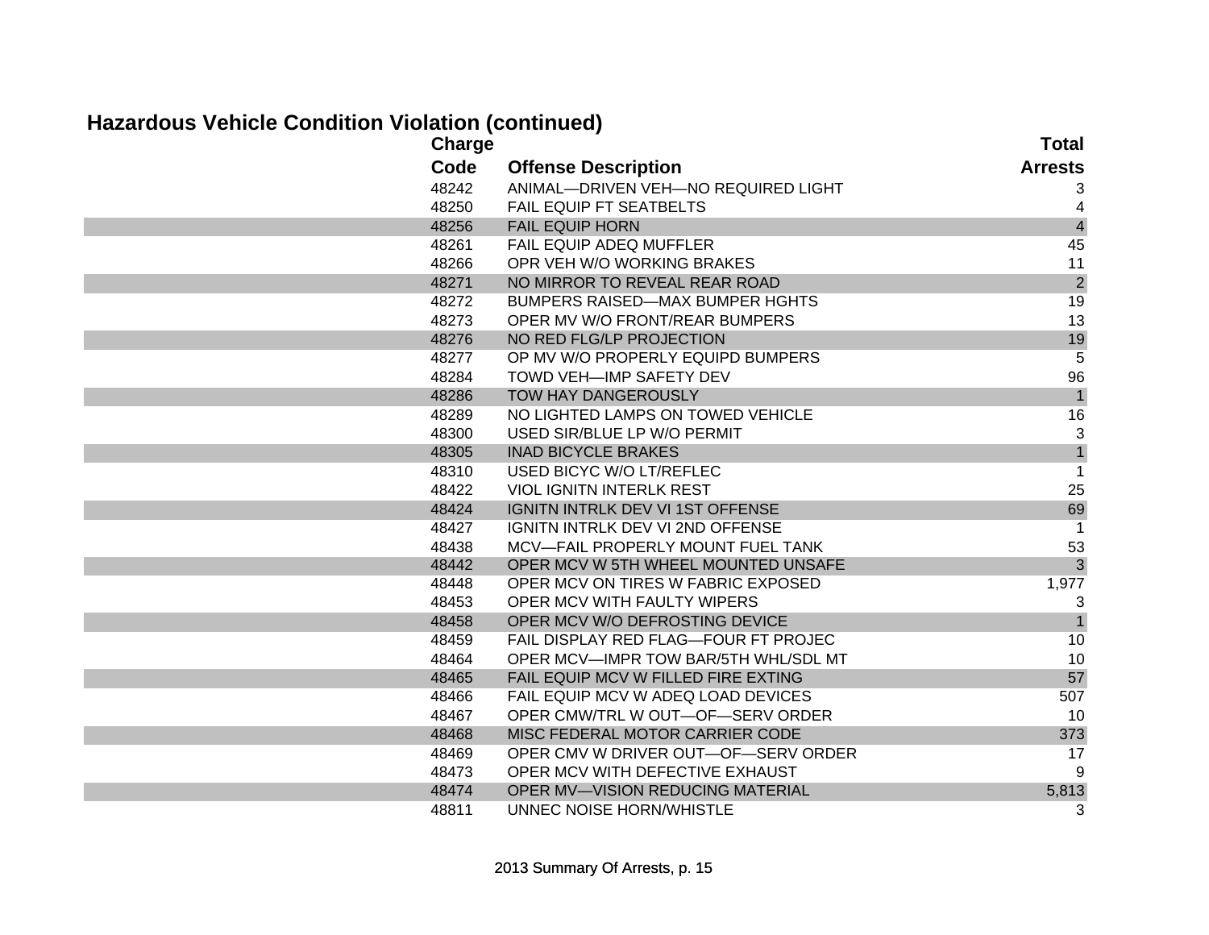## Hazardous Vehicle Condition Violation (continued)

| Charge Code | Offense Description | Total Arrests |
|---|---|---|
| 48242 | ANIMAL—DRIVEN VEH—NO REQUIRED LIGHT | 3 |
| 48250 | FAIL EQUIP FT SEATBELTS | 4 |
| 48256 | FAIL EQUIP HORN | 4 |
| 48261 | FAIL EQUIP ADEQ MUFFLER | 45 |
| 48266 | OPR VEH W/O WORKING BRAKES | 11 |
| 48271 | NO MIRROR TO REVEAL REAR ROAD | 2 |
| 48272 | BUMPERS RAISED—MAX BUMPER HGHTS | 19 |
| 48273 | OPER MV W/O FRONT/REAR BUMPERS | 13 |
| 48276 | NO RED FLG/LP PROJECTION | 19 |
| 48277 | OP MV W/O PROPERLY EQUIPD BUMPERS | 5 |
| 48284 | TOWD VEH—IMP SAFETY DEV | 96 |
| 48286 | TOW HAY DANGEROUSLY | 1 |
| 48289 | NO LIGHTED LAMPS ON TOWED VEHICLE | 16 |
| 48300 | USED SIR/BLUE LP W/O PERMIT | 3 |
| 48305 | INAD BICYCLE BRAKES | 1 |
| 48310 | USED BICYC W/O LT/REFLEC | 1 |
| 48422 | VIOL IGNITN INTERLK REST | 25 |
| 48424 | IGNITN INTRLK DEV VI 1ST OFFENSE | 69 |
| 48427 | IGNITN INTRLK DEV VI 2ND OFFENSE | 1 |
| 48438 | MCV—FAIL PROPERLY MOUNT FUEL TANK | 53 |
| 48442 | OPER MCV W 5TH WHEEL MOUNTED UNSAFE | 3 |
| 48448 | OPER MCV ON TIRES W FABRIC EXPOSED | 1,977 |
| 48453 | OPER MCV WITH FAULTY WIPERS | 3 |
| 48458 | OPER MCV W/O DEFROSTING DEVICE | 1 |
| 48459 | FAIL DISPLAY RED FLAG—FOUR FT PROJEC | 10 |
| 48464 | OPER MCV—IMPR TOW BAR/5TH WHL/SDL MT | 10 |
| 48465 | FAIL EQUIP MCV W FILLED FIRE EXTING | 57 |
| 48466 | FAIL EQUIP MCV W ADEQ LOAD DEVICES | 507 |
| 48467 | OPER CMW/TRL W OUT—OF—SERV ORDER | 10 |
| 48468 | MISC FEDERAL MOTOR CARRIER CODE | 373 |
| 48469 | OPER CMV W DRIVER OUT—OF—SERV ORDER | 17 |
| 48473 | OPER MCV WITH DEFECTIVE EXHAUST | 9 |
| 48474 | OPER MV—VISION REDUCING MATERIAL | 5,813 |
| 48811 | UNNEC NOISE HORN/WHISTLE | 3 |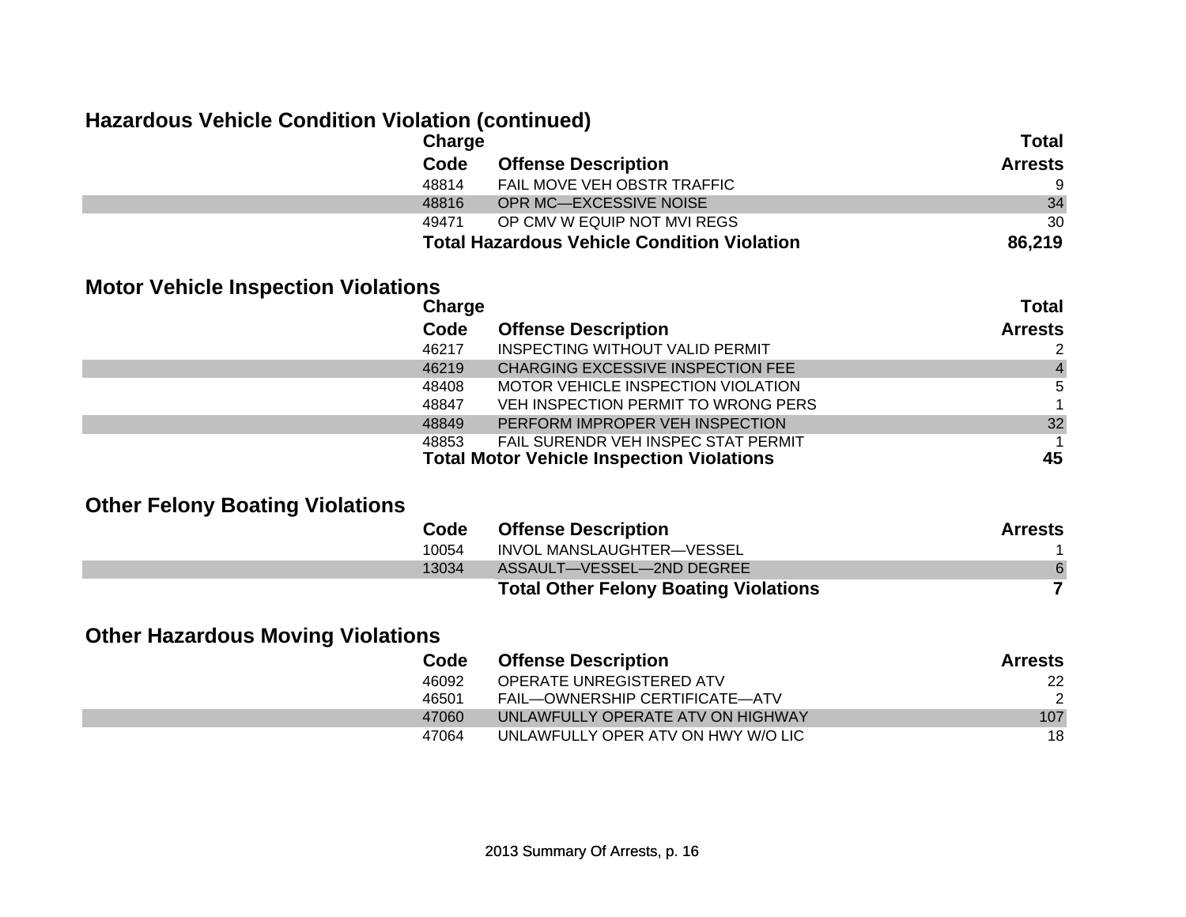## Hazardous Vehicle Condition Violation (continued)

| Charge Code | Offense Description | Total Arrests |
|---|---|---|
| 48814 | FAIL MOVE VEH OBSTR TRAFFIC | 9 |
| 48816 | OPR MC—EXCESSIVE NOISE | 34 |
| 49471 | OP CMV W EQUIP NOT MVI REGS | 30 |
| | **Total Hazardous Vehicle Condition Violation** | **86,219** |

## Motor Vehicle Inspection Violations

| Charge Code | Offense Description | Total Arrests |
|---|---|---|
| 46217 | INSPECTING WITHOUT VALID PERMIT | 2 |
| 46219 | CHARGING EXCESSIVE INSPECTION FEE | 4 |
| 48408 | MOTOR VEHICLE INSPECTION VIOLATION | 5 |
| 48847 | VEH INSPECTION PERMIT TO WRONG PERS | 1 |
| 48849 | PERFORM IMPROPER VEH INSPECTION | 32 |
| 48853 | FAIL SURENDR VEH INSPEC STAT PERMIT | 1 |
| | **Total Motor Vehicle Inspection Violations** | **45** |

## Other Felony Boating Violations

| Code | Offense Description | Arrests |
|---|---|---|
| 10054 | INVOL MANSLAUGHTER—VESSEL | 1 |
| 13034 | ASSAULT—VESSEL—2ND DEGREE | 6 |
| | **Total Other Felony Boating Violations** | **7** |

## Other Hazardous Moving Violations

| Code | Offense Description | Arrests |
|---|---|---|
| 46092 | OPERATE UNREGISTERED ATV | 22 |
| 46501 | FAIL—OWNERSHIP CERTIFICATE—ATV | 2 |
| 47060 | UNLAWFULLY OPERATE ATV ON HIGHWAY | 107 |
| 47064 | UNLAWFULLY OPER ATV ON HWY W/O LIC | 18 |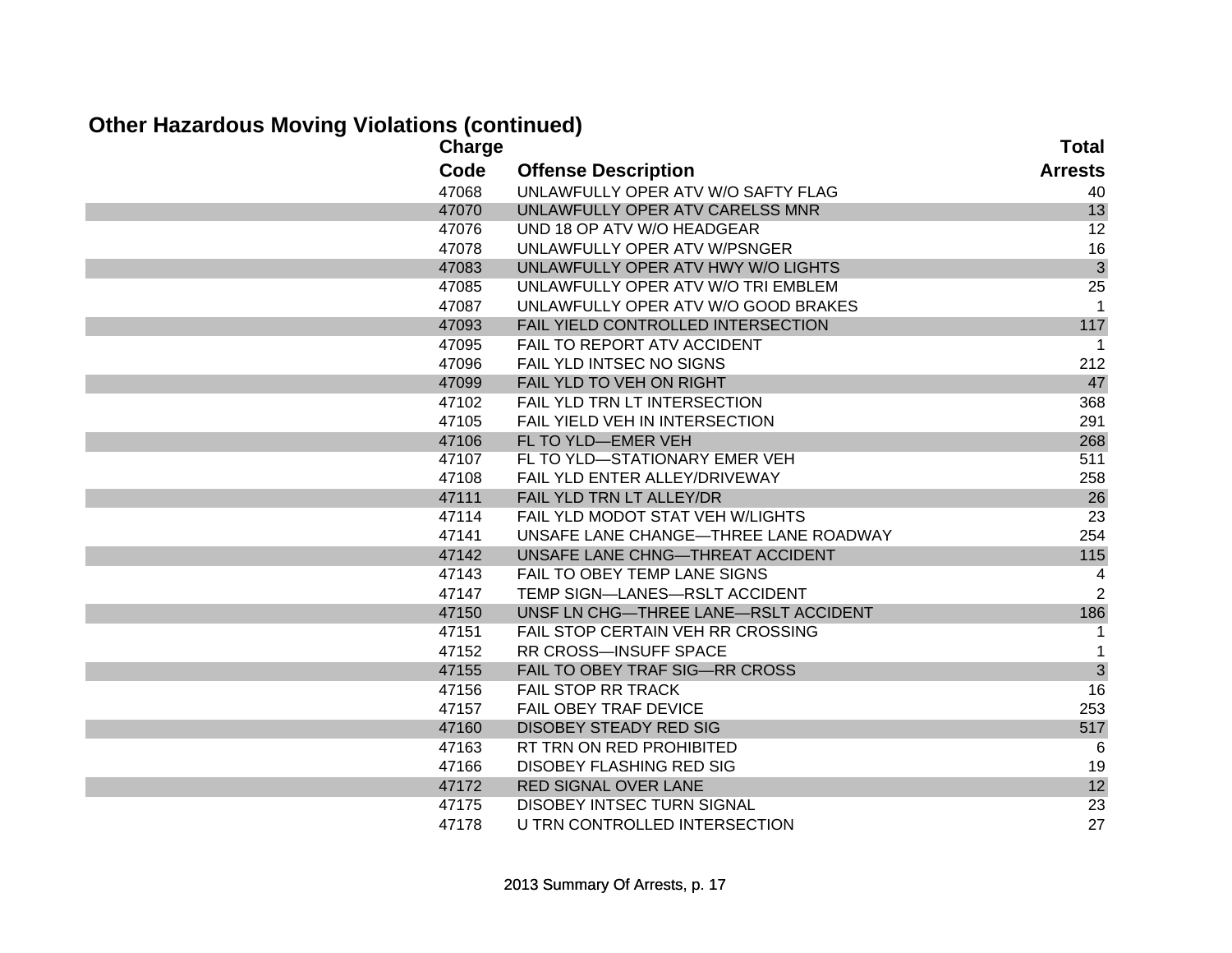## Other Hazardous Moving Violations (continued)

| Charge Code | Offense Description | Total Arrests |
|---|---|---|
| 47068 | UNLAWFULLY OPER ATV W/O SAFTY FLAG | 40 |
| 47070 | UNLAWFULLY OPER ATV CARELSS MNR | 13 |
| 47076 | UND 18 OP ATV W/O HEADGEAR | 12 |
| 47078 | UNLAWFULLY OPER ATV W/PSNGER | 16 |
| 47083 | UNLAWFULLY OPER ATV HWY W/O LIGHTS | 3 |
| 47085 | UNLAWFULLY OPER ATV W/O TRI EMBLEM | 25 |
| 47087 | UNLAWFULLY OPER ATV W/O GOOD BRAKES | 1 |
| 47093 | FAIL YIELD CONTROLLED INTERSECTION | 117 |
| 47095 | FAIL TO REPORT ATV ACCIDENT | 1 |
| 47096 | FAIL YLD INTSEC NO SIGNS | 212 |
| 47099 | FAIL YLD TO VEH ON RIGHT | 47 |
| 47102 | FAIL YLD TRN LT INTERSECTION | 368 |
| 47105 | FAIL YIELD VEH IN INTERSECTION | 291 |
| 47106 | FL TO YLD—EMER VEH | 268 |
| 47107 | FL TO YLD—STATIONARY EMER VEH | 511 |
| 47108 | FAIL YLD ENTER ALLEY/DRIVEWAY | 258 |
| 47111 | FAIL YLD TRN LT ALLEY/DR | 26 |
| 47114 | FAIL YLD MODOT STAT VEH W/LIGHTS | 23 |
| 47141 | UNSAFE LANE CHANGE—THREE LANE ROADWAY | 254 |
| 47142 | UNSAFE LANE CHNG—THREAT ACCIDENT | 115 |
| 47143 | FAIL TO OBEY TEMP LANE SIGNS | 4 |
| 47147 | TEMP SIGN—LANES—RSLT ACCIDENT | 2 |
| 47150 | UNSF LN CHG—THREE LANE—RSLT ACCIDENT | 186 |
| 47151 | FAIL STOP CERTAIN VEH RR CROSSING | 1 |
| 47152 | RR CROSS—INSUFF SPACE | 1 |
| 47155 | FAIL TO OBEY TRAF SIG—RR CROSS | 3 |
| 47156 | FAIL STOP RR TRACK | 16 |
| 47157 | FAIL OBEY TRAF DEVICE | 253 |
| 47160 | DISOBEY STEADY RED SIG | 517 |
| 47163 | RT TRN ON RED PROHIBITED | 6 |
| 47166 | DISOBEY FLASHING RED SIG | 19 |
| 47172 | RED SIGNAL OVER LANE | 12 |
| 47175 | DISOBEY INTSEC TURN SIGNAL | 23 |
| 47178 | U TRN CONTROLLED INTERSECTION | 27 |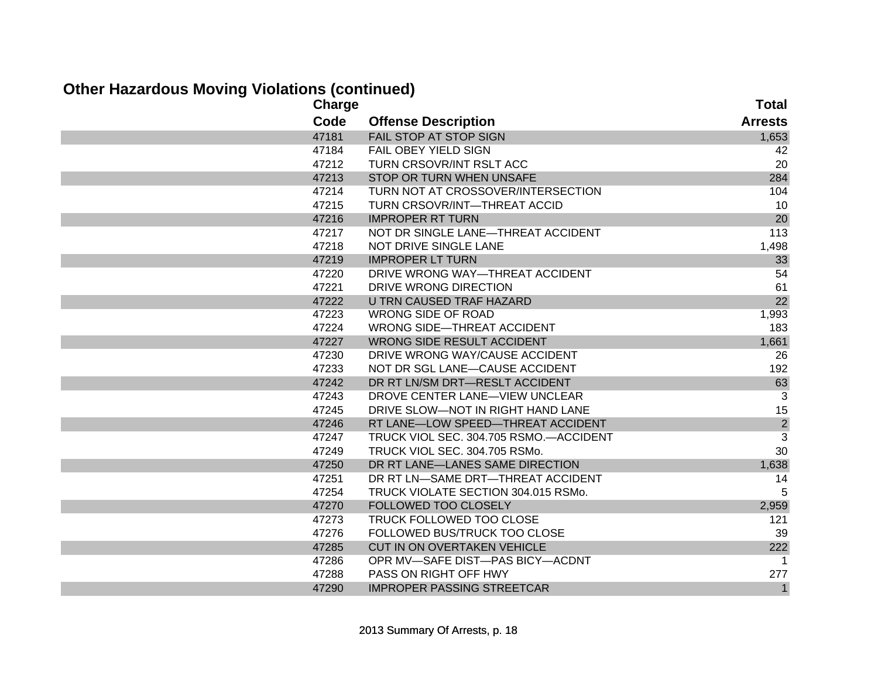## Other Hazardous Moving Violations (continued)

| Charge Code | Offense Description | Total Arrests |
|---|---|---|
| 47181 | FAIL STOP AT STOP SIGN | 1,653 |
| 47184 | FAIL OBEY YIELD SIGN | 42 |
| 47212 | TURN CRSOVR/INT RSLT ACC | 20 |
| 47213 | STOP OR TURN WHEN UNSAFE | 284 |
| 47214 | TURN NOT AT CROSSOVER/INTERSECTION | 104 |
| 47215 | TURN CRSOVR/INT—THREAT ACCID | 10 |
| 47216 | IMPROPER RT TURN | 20 |
| 47217 | NOT DR SINGLE LANE—THREAT ACCIDENT | 113 |
| 47218 | NOT DRIVE SINGLE LANE | 1,498 |
| 47219 | IMPROPER LT TURN | 33 |
| 47220 | DRIVE WRONG WAY—THREAT ACCIDENT | 54 |
| 47221 | DRIVE WRONG DIRECTION | 61 |
| 47222 | U TRN CAUSED TRAF HAZARD | 22 |
| 47223 | WRONG SIDE OF ROAD | 1,993 |
| 47224 | WRONG SIDE—THREAT ACCIDENT | 183 |
| 47227 | WRONG SIDE RESULT ACCIDENT | 1,661 |
| 47230 | DRIVE WRONG WAY/CAUSE ACCIDENT | 26 |
| 47233 | NOT DR SGL LANE—CAUSE ACCIDENT | 192 |
| 47242 | DR RT LN/SM DRT—RESLT ACCIDENT | 63 |
| 47243 | DROVE CENTER LANE—VIEW UNCLEAR | 3 |
| 47245 | DRIVE SLOW—NOT IN RIGHT HAND LANE | 15 |
| 47246 | RT LANE—LOW SPEED—THREAT ACCIDENT | 2 |
| 47247 | TRUCK VIOL SEC. 304.705 RSMO.—ACCIDENT | 3 |
| 47249 | TRUCK VIOL SEC. 304.705 RSMo. | 30 |
| 47250 | DR RT LANE—LANES SAME DIRECTION | 1,638 |
| 47251 | DR RT LN—SAME DRT—THREAT ACCIDENT | 14 |
| 47254 | TRUCK VIOLATE SECTION 304.015 RSMo. | 5 |
| 47270 | FOLLOWED TOO CLOSELY | 2,959 |
| 47273 | TRUCK FOLLOWED TOO CLOSE | 121 |
| 47276 | FOLLOWED BUS/TRUCK TOO CLOSE | 39 |
| 47285 | CUT IN ON OVERTAKEN VEHICLE | 222 |
| 47286 | OPR MV—SAFE DIST—PAS BICY—ACDNT | 1 |
| 47288 | PASS ON RIGHT OFF HWY | 277 |
| 47290 | IMPROPER PASSING STREETCAR | 1 |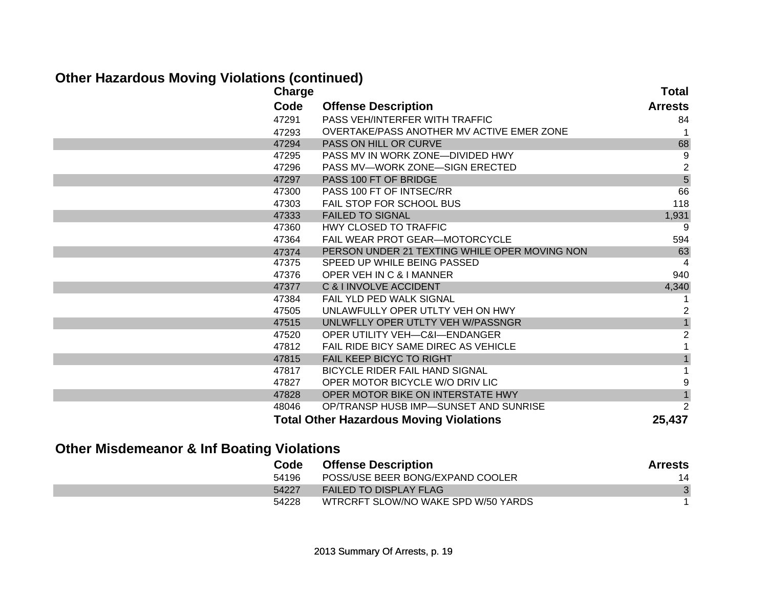## Other Hazardous Moving Violations (continued)

| Charge Code | Offense Description | Total Arrests |
|---|---|---|
| 47291 | PASS VEH/INTERFER WITH TRAFFIC | 84 |
| 47293 | OVERTAKE/PASS ANOTHER MV ACTIVE EMER ZONE | 1 |
| 47294 | PASS ON HILL OR CURVE | 68 |
| 47295 | PASS MV IN WORK ZONE—DIVIDED HWY | 9 |
| 47296 | PASS MV—WORK ZONE—SIGN ERECTED | 2 |
| 47297 | PASS 100 FT OF BRIDGE | 5 |
| 47300 | PASS 100 FT OF INTSEC/RR | 66 |
| 47303 | FAIL STOP FOR SCHOOL BUS | 118 |
| 47333 | FAILED TO SIGNAL | 1,931 |
| 47360 | HWY CLOSED TO TRAFFIC | 9 |
| 47364 | FAIL WEAR PROT GEAR—MOTORCYCLE | 594 |
| 47374 | PERSON UNDER 21 TEXTING WHILE OPER MOVING NON | 63 |
| 47375 | SPEED UP WHILE BEING PASSED | 4 |
| 47376 | OPER VEH IN C & I MANNER | 940 |
| 47377 | C & I INVOLVE ACCIDENT | 4,340 |
| 47384 | FAIL YLD PED WALK SIGNAL | 1 |
| 47505 | UNLAWFULLY OPER UTLTY VEH ON HWY | 2 |
| 47515 | UNLWFLLY OPER UTLTY VEH W/PASSNGR | 1 |
| 47520 | OPER UTILITY VEH—C&I—ENDANGER | 2 |
| 47812 | FAIL RIDE BICY SAME DIREC AS VEHICLE | 1 |
| 47815 | FAIL KEEP BICYC TO RIGHT | 1 |
| 47817 | BICYCLE RIDER FAIL HAND SIGNAL | 1 |
| 47827 | OPER MOTOR BICYCLE W/O DRIV LIC | 9 |
| 47828 | OPER MOTOR BIKE ON INTERSTATE HWY | 1 |
| 48046 | OP/TRANSP HUSB IMP—SUNSET AND SUNRISE | 2 |
| **Total Other Hazardous Moving Violations** | | **25,437** |

## Other Misdemeanor & Inf Boating Violations

| Code | Offense Description | Arrests |
|---|---|---|
| 54196 | POSS/USE BEER BONG/EXPAND COOLER | 14 |
| 54227 | FAILED TO DISPLAY FLAG | 3 |
| 54228 | WTRCRFT SLOW/NO WAKE SPD W/50 YARDS | 1 |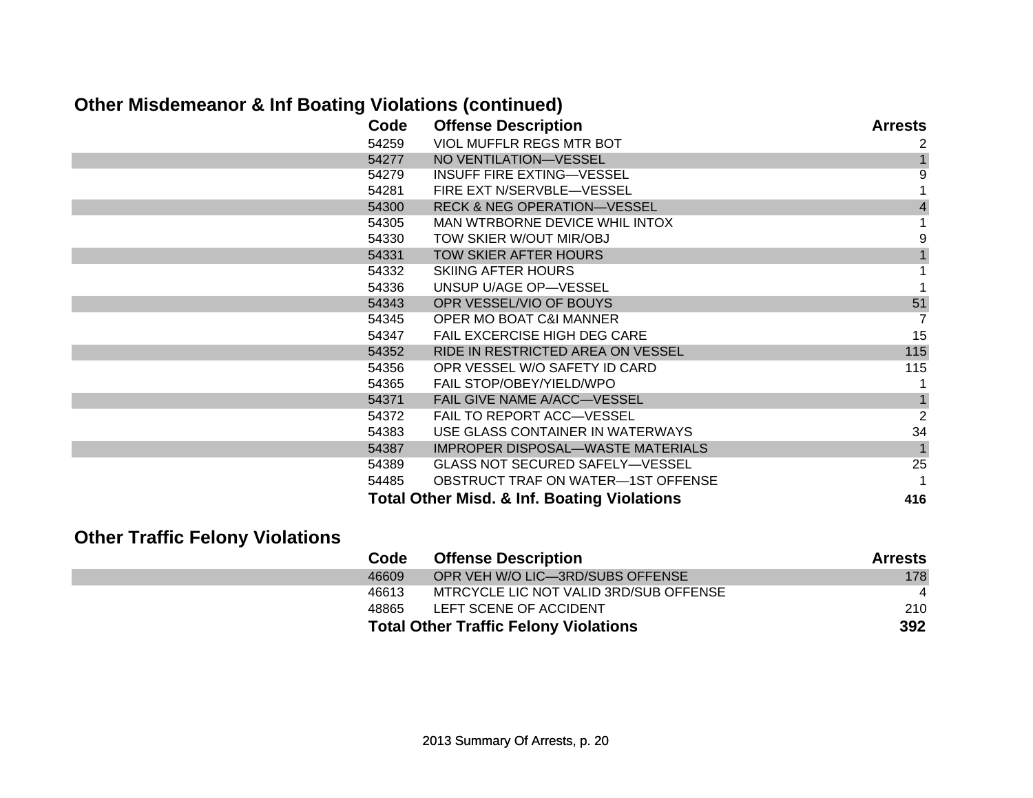## Other Misdemeanor & Inf Boating Violations (continued)

| Code | Offense Description | Arrests |
|---|---|---|
| 54259 | VIOL MUFFLR REGS MTR BOT | 2 |
| 54277 | NO VENTILATION—VESSEL | 1 |
| 54279 | INSUFF FIRE EXTING—VESSEL | 9 |
| 54281 | FIRE EXT N/SERVBLE—VESSEL | 1 |
| 54300 | RECK & NEG OPERATION—VESSEL | 4 |
| 54305 | MAN WTRBORNE DEVICE WHIL INTOX | 1 |
| 54330 | TOW SKIER W/OUT MIR/OBJ | 9 |
| 54331 | TOW SKIER AFTER HOURS | 1 |
| 54332 | SKIING AFTER HOURS | 1 |
| 54336 | UNSUP U/AGE OP—VESSEL | 1 |
| 54343 | OPR VESSEL/VIO OF BOUYS | 51 |
| 54345 | OPER MO BOAT C&I MANNER | 7 |
| 54347 | FAIL EXCERCISE HIGH DEG CARE | 15 |
| 54352 | RIDE IN RESTRICTED AREA ON VESSEL | 115 |
| 54356 | OPR VESSEL W/O SAFETY ID CARD | 115 |
| 54365 | FAIL STOP/OBEY/YIELD/WPO | 1 |
| 54371 | FAIL GIVE NAME A/ACC—VESSEL | 1 |
| 54372 | FAIL TO REPORT ACC—VESSEL | 2 |
| 54383 | USE GLASS CONTAINER IN WATERWAYS | 34 |
| 54387 | IMPROPER DISPOSAL—WASTE MATERIALS | 1 |
| 54389 | GLASS NOT SECURED SAFELY—VESSEL | 25 |
| 54485 | OBSTRUCT TRAF ON WATER—1ST OFFENSE | 1 |
| **Total Other Misd. & Inf. Boating Violations** | | **416** |

## Other Traffic Felony Violations

| Code | Offense Description | Arrests |
|---|---|---|
| 46609 | OPR VEH W/O LIC—3RD/SUBS OFFENSE | 178 |
| 46613 | MTRCYCLE LIC NOT VALID 3RD/SUB OFFENSE | 4 |
| 48865 | LEFT SCENE OF ACCIDENT | 210 |
| **Total Other Traffic Felony Violations** | | **392** |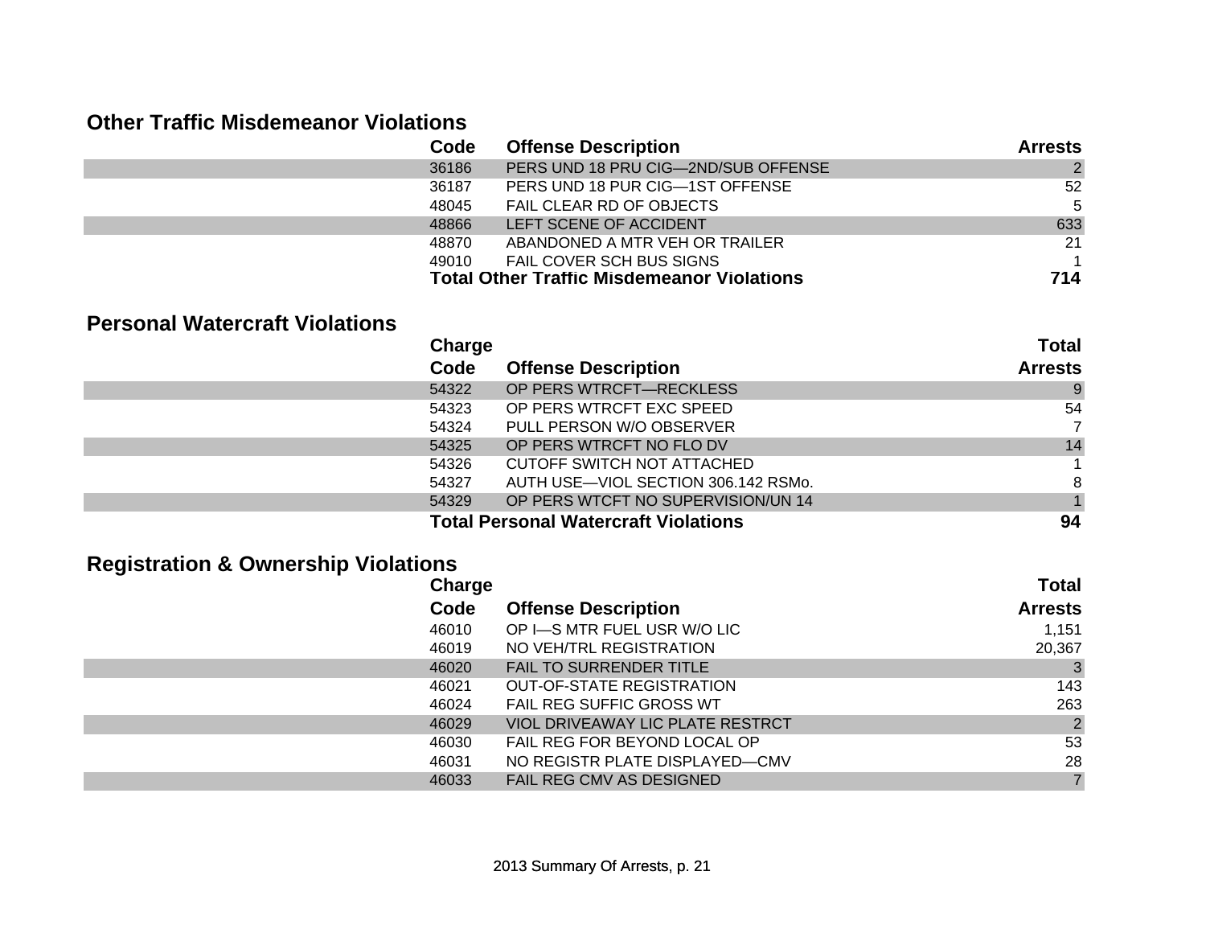## Other Traffic Misdemeanor Violations

| Code | Offense Description | Arrests |
|---|---|---|
| 36186 | PERS UND 18 PRU CIG—2ND/SUB OFFENSE | 2 |
| 36187 | PERS UND 18 PUR CIG—1ST OFFENSE | 52 |
| 48045 | FAIL CLEAR RD OF OBJECTS | 5 |
| 48866 | LEFT SCENE OF ACCIDENT | 633 |
| 48870 | ABANDONED A MTR VEH OR TRAILER | 21 |
| 49010 | FAIL COVER SCH BUS SIGNS | 1 |
| **Total Other Traffic Misdemeanor Violations** | | **714** |

## Personal Watercraft Violations

| Charge Code | Offense Description | Total Arrests |
|---|---|---|
| 54322 | OP PERS WTRCFT—RECKLESS | 9 |
| 54323 | OP PERS WTRCFT EXC SPEED | 54 |
| 54324 | PULL PERSON W/O OBSERVER | 7 |
| 54325 | OP PERS WTRCFT NO FLO DV | 14 |
| 54326 | CUTOFF SWITCH NOT ATTACHED | 1 |
| 54327 | AUTH USE—VIOL SECTION 306.142 RSMo. | 8 |
| 54329 | OP PERS WTCFT NO SUPERVISION/UN 14 | 1 |
| **Total Personal Watercraft Violations** | | **94** |

## Registration & Ownership Violations

| Charge Code | Offense Description | Total Arrests |
|---|---|---|
| 46010 | OP I—S MTR FUEL USR W/O LIC | 1,151 |
| 46019 | NO VEH/TRL REGISTRATION | 20,367 |
| 46020 | FAIL TO SURRENDER TITLE | 3 |
| 46021 | OUT-OF-STATE REGISTRATION | 143 |
| 46024 | FAIL REG SUFFIC GROSS WT | 263 |
| 46029 | VIOL DRIVEAWAY LIC PLATE RESTRCT | 2 |
| 46030 | FAIL REG FOR BEYOND LOCAL OP | 53 |
| 46031 | NO REGISTR PLATE DISPLAYED—CMV | 28 |
| 46033 | FAIL REG CMV AS DESIGNED | 7 |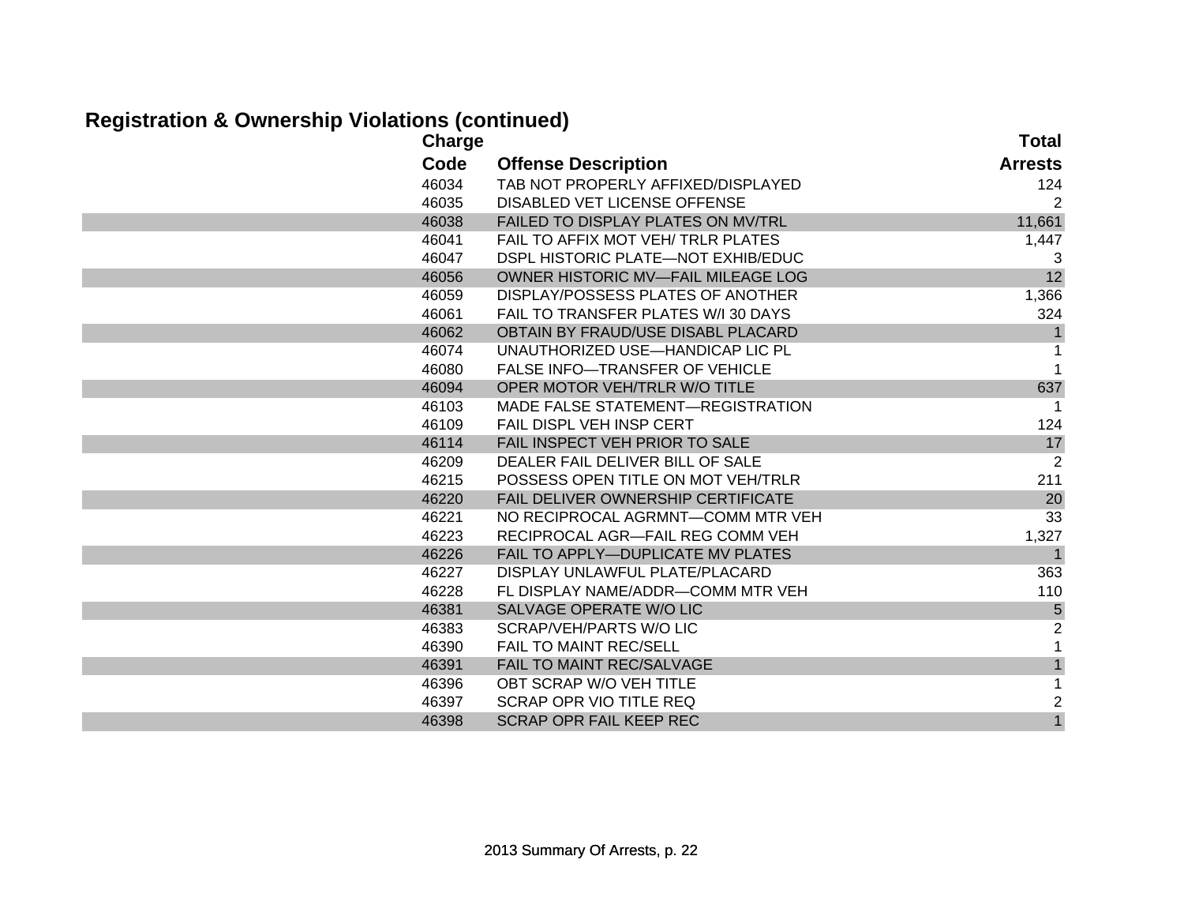## Registration & Ownership Violations (continued)

| Charge Code | Offense Description | Total Arrests |
|---|---|---|
| 46034 | TAB NOT PROPERLY AFFIXED/DISPLAYED | 124 |
| 46035 | DISABLED VET LICENSE OFFENSE | 2 |
| 46038 | FAILED TO DISPLAY PLATES ON MV/TRL | 11,661 |
| 46041 | FAIL TO AFFIX MOT VEH/ TRLR PLATES | 1,447 |
| 46047 | DSPL HISTORIC PLATE—NOT EXHIB/EDUC | 3 |
| 46056 | OWNER HISTORIC MV—FAIL MILEAGE LOG | 12 |
| 46059 | DISPLAY/POSSESS PLATES OF ANOTHER | 1,366 |
| 46061 | FAIL TO TRANSFER PLATES W/I 30 DAYS | 324 |
| 46062 | OBTAIN BY FRAUD/USE DISABL PLACARD | 1 |
| 46074 | UNAUTHORIZED USE—HANDICAP LIC PL | 1 |
| 46080 | FALSE INFO—TRANSFER OF VEHICLE | 1 |
| 46094 | OPER MOTOR VEH/TRLR W/O TITLE | 637 |
| 46103 | MADE FALSE STATEMENT—REGISTRATION | 1 |
| 46109 | FAIL DISPL VEH INSP CERT | 124 |
| 46114 | FAIL INSPECT VEH PRIOR TO SALE | 17 |
| 46209 | DEALER FAIL DELIVER BILL OF SALE | 2 |
| 46215 | POSSESS OPEN TITLE ON MOT VEH/TRLR | 211 |
| 46220 | FAIL DELIVER OWNERSHIP CERTIFICATE | 20 |
| 46221 | NO RECIPROCAL AGRMNT—COMM MTR VEH | 33 |
| 46223 | RECIPROCAL AGR—FAIL REG COMM VEH | 1,327 |
| 46226 | FAIL TO APPLY—DUPLICATE MV PLATES | 1 |
| 46227 | DISPLAY UNLAWFUL PLATE/PLACARD | 363 |
| 46228 | FL DISPLAY NAME/ADDR—COMM MTR VEH | 110 |
| 46381 | SALVAGE OPERATE W/O LIC | 5 |
| 46383 | SCRAP/VEH/PARTS W/O LIC | 2 |
| 46390 | FAIL TO MAINT REC/SELL | 1 |
| 46391 | FAIL TO MAINT REC/SALVAGE | 1 |
| 46396 | OBT SCRAP W/O VEH TITLE | 1 |
| 46397 | SCRAP OPR VIO TITLE REQ | 2 |
| 46398 | SCRAP OPR FAIL KEEP REC | 1 |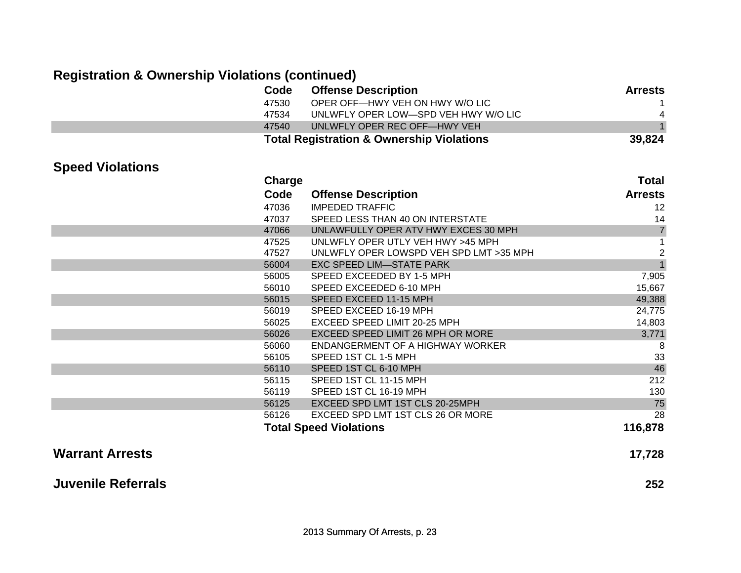## Registration & Ownership Violations (continued)

| Code | Offense Description | Arrests |
|---|---|---|
| 47530 | OPER OFF—HWY VEH ON HWY W/O LIC | 1 |
| 47534 | UNLWFLY OPER LOW—SPD VEH HWY W/O LIC | 4 |
| 47540 | UNLWFLY OPER REC OFF—HWY VEH | 1 |
| **Total Registration & Ownership Violations** | | **39,824** |

## Speed Violations

| Charge Code | Offense Description | Total Arrests |
|---|---|---|
| 47036 | IMPEDED TRAFFIC | 12 |
| 47037 | SPEED LESS THAN 40 ON INTERSTATE | 14 |
| 47066 | UNLAWFULLY OPER ATV HWY EXCES 30 MPH | 7 |
| 47525 | UNLWFLY OPER UTLY VEH HWY >45 MPH | 1 |
| 47527 | UNLWFLY OPER LOWSPD VEH SPD LMT >35 MPH | 2 |
| 56004 | EXC SPEED LIM—STATE PARK | 1 |
| 56005 | SPEED EXCEEDED BY 1-5 MPH | 7,905 |
| 56010 | SPEED EXCEEDED 6-10 MPH | 15,667 |
| 56015 | SPEED EXCEED 11-15 MPH | 49,388 |
| 56019 | SPEED EXCEED 16-19 MPH | 24,775 |
| 56025 | EXCEED SPEED LIMIT 20-25 MPH | 14,803 |
| 56026 | EXCEED SPEED LIMIT 26 MPH OR MORE | 3,771 |
| 56060 | ENDANGERMENT OF A HIGHWAY WORKER | 8 |
| 56105 | SPEED 1ST CL 1-5 MPH | 33 |
| 56110 | SPEED 1ST CL 6-10 MPH | 46 |
| 56115 | SPEED 1ST CL 11-15 MPH | 212 |
| 56119 | SPEED 1ST CL 16-19 MPH | 130 |
| 56125 | EXCEED SPD LMT 1ST CLS 20-25MPH | 75 |
| 56126 | EXCEED SPD LMT 1ST CLS 26 OR MORE | 28 |
| **Total Speed Violations** | | **116,878** |

## Warrant Arrests **17,728**

## Juvenile Referrals **252**